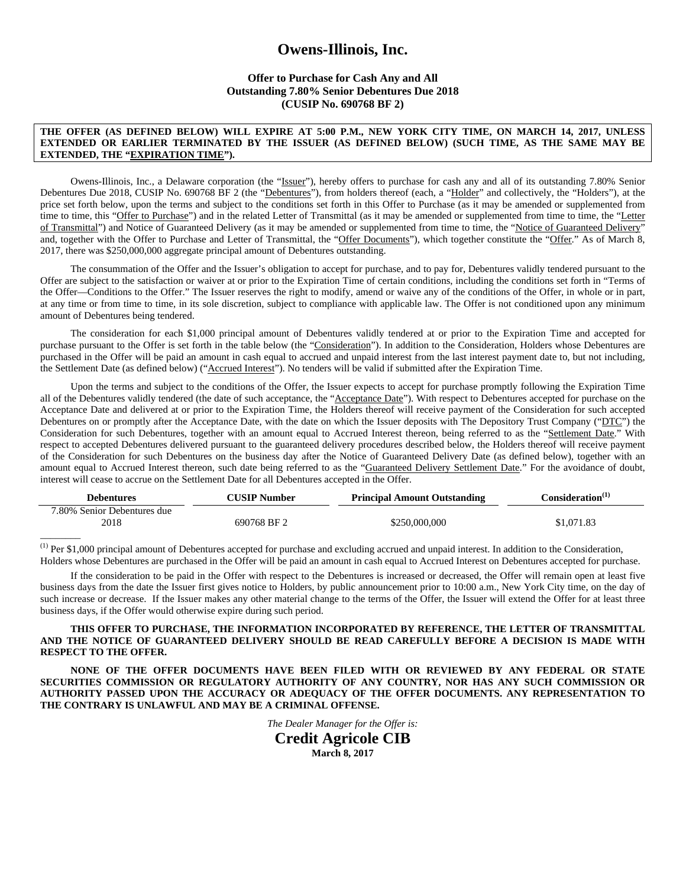# Owens-Illinois, Inc.

**Offer to Purchase for Cash Any and All**
**Outstanding 7.80% Senior Debentures Due 2018**
**(CUSIP No. 690768 BF 2)**

**THE OFFER (AS DEFINED BELOW) WILL EXPIRE AT 5:00 P.M., NEW YORK CITY TIME, ON MARCH 14, 2017, UNLESS EXTENDED OR EARLIER TERMINATED BY THE ISSUER (AS DEFINED BELOW) (SUCH TIME, AS THE SAME MAY BE EXTENDED, THE "EXPIRATION TIME").**

Owens-Illinois, Inc., a Delaware corporation (the "Issuer"), hereby offers to purchase for cash any and all of its outstanding 7.80% Senior Debentures Due 2018, CUSIP No. 690768 BF 2 (the "Debentures"), from holders thereof (each, a "Holder" and collectively, the "Holders"), at the price set forth below, upon the terms and subject to the conditions set forth in this Offer to Purchase (as it may be amended or supplemented from time to time, this "Offer to Purchase") and in the related Letter of Transmittal (as it may be amended or supplemented from time to time, the "Letter of Transmittal") and Notice of Guaranteed Delivery (as it may be amended or supplemented from time to time, the "Notice of Guaranteed Delivery" and, together with the Offer to Purchase and Letter of Transmittal, the "Offer Documents"), which together constitute the "Offer." As of March 8, 2017, there was $250,000,000 aggregate principal amount of Debentures outstanding.

The consummation of the Offer and the Issuer's obligation to accept for purchase, and to pay for, Debentures validly tendered pursuant to the Offer are subject to the satisfaction or waiver at or prior to the Expiration Time of certain conditions, including the conditions set forth in "Terms of the Offer—Conditions to the Offer." The Issuer reserves the right to modify, amend or waive any of the conditions of the Offer, in whole or in part, at any time or from time to time, in its sole discretion, subject to compliance with applicable law. The Offer is not conditioned upon any minimum amount of Debentures being tendered.

The consideration for each $1,000 principal amount of Debentures validly tendered at or prior to the Expiration Time and accepted for purchase pursuant to the Offer is set forth in the table below (the "Consideration"). In addition to the Consideration, Holders whose Debentures are purchased in the Offer will be paid an amount in cash equal to accrued and unpaid interest from the last interest payment date to, but not including, the Settlement Date (as defined below) ("Accrued Interest"). No tenders will be valid if submitted after the Expiration Time.

Upon the terms and subject to the conditions of the Offer, the Issuer expects to accept for purchase promptly following the Expiration Time all of the Debentures validly tendered (the date of such acceptance, the "Acceptance Date"). With respect to Debentures accepted for purchase on the Acceptance Date and delivered at or prior to the Expiration Time, the Holders thereof will receive payment of the Consideration for such accepted Debentures on or promptly after the Acceptance Date, with the date on which the Issuer deposits with The Depository Trust Company ("DTC") the Consideration for such Debentures, together with an amount equal to Accrued Interest thereon, being referred to as the "Settlement Date." With respect to accepted Debentures delivered pursuant to the guaranteed delivery procedures described below, the Holders thereof will receive payment of the Consideration for such Debentures on the business day after the Notice of Guaranteed Delivery Date (as defined below), together with an amount equal to Accrued Interest thereon, such date being referred to as the "Guaranteed Delivery Settlement Date." For the avoidance of doubt, interest will cease to accrue on the Settlement Date for all Debentures accepted in the Offer.

| Debentures | CUSIP Number | Principal Amount Outstanding | Consideration[(1)] |
|---|---|---|---|
| 7.80% Senior Debentures due 2018 | 690768 BF 2 | $250,000,000 | $1,071.83 |

(1) Per $1,000 principal amount of Debentures accepted for purchase and excluding accrued and unpaid interest. In addition to the Consideration, Holders whose Debentures are purchased in the Offer will be paid an amount in cash equal to Accrued Interest on Debentures accepted for purchase.

If the consideration to be paid in the Offer with respect to the Debentures is increased or decreased, the Offer will remain open at least five business days from the date the Issuer first gives notice to Holders, by public announcement prior to 10:00 a.m., New York City time, on the day of such increase or decrease. If the Issuer makes any other material change to the terms of the Offer, the Issuer will extend the Offer for at least three business days, if the Offer would otherwise expire during such period.

**THIS OFFER TO PURCHASE, THE INFORMATION INCORPORATED BY REFERENCE, THE LETTER OF TRANSMITTAL AND THE NOTICE OF GUARANTEED DELIVERY SHOULD BE READ CAREFULLY BEFORE A DECISION IS MADE WITH RESPECT TO THE OFFER.**

**NONE OF THE OFFER DOCUMENTS HAVE BEEN FILED WITH OR REVIEWED BY ANY FEDERAL OR STATE SECURITIES COMMISSION OR REGULATORY AUTHORITY OF ANY COUNTRY, NOR HAS ANY SUCH COMMISSION OR AUTHORITY PASSED UPON THE ACCURACY OR ADEQUACY OF THE OFFER DOCUMENTS. ANY REPRESENTATION TO THE CONTRARY IS UNLAWFUL AND MAY BE A CRIMINAL OFFENSE.**

*The Dealer Manager for the Offer is:*

**Credit Agricole CIB**

**March 8, 2017**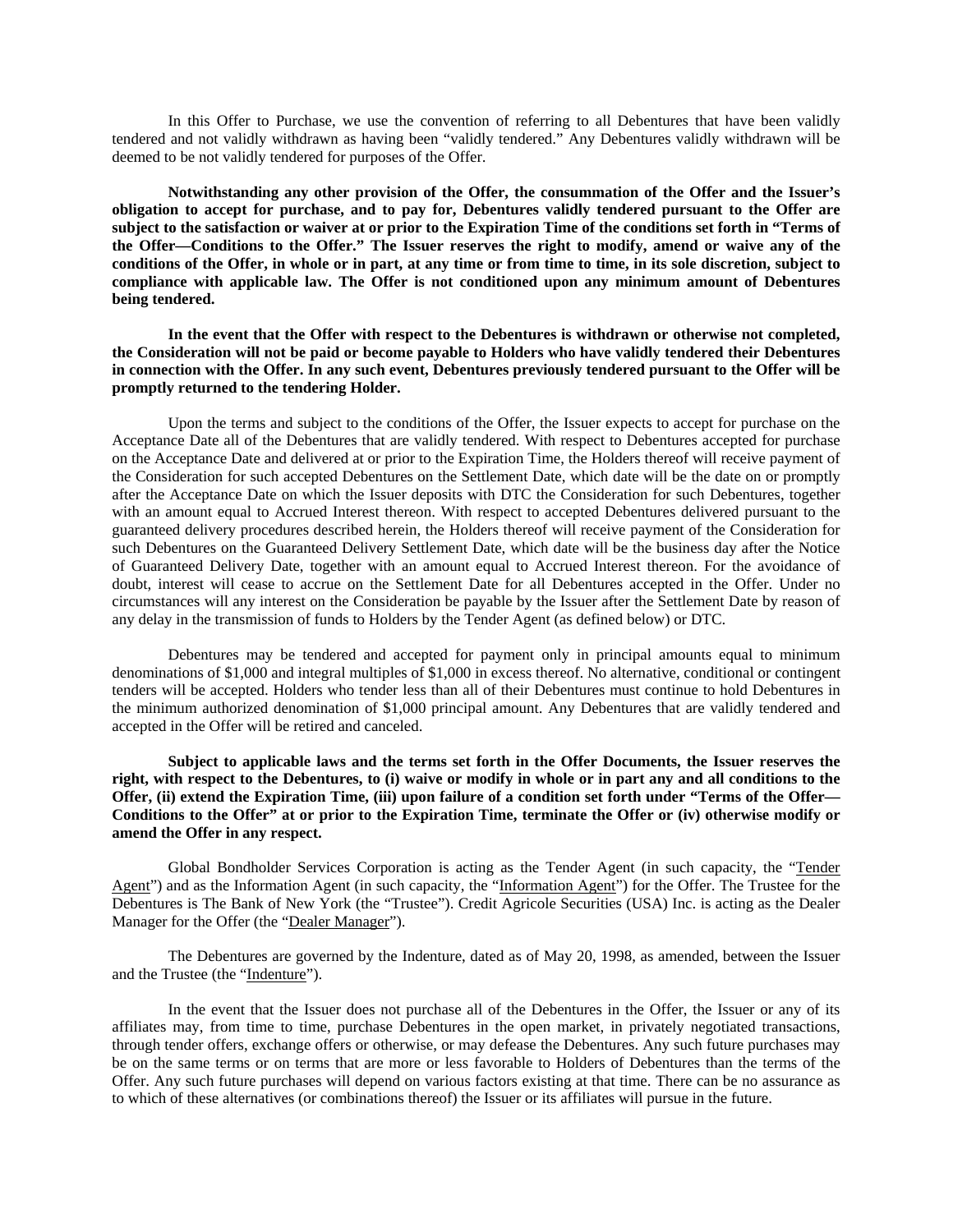In this Offer to Purchase, we use the convention of referring to all Debentures that have been validly tendered and not validly withdrawn as having been "validly tendered." Any Debentures validly withdrawn will be deemed to be not validly tendered for purposes of the Offer.

**Notwithstanding any other provision of the Offer, the consummation of the Offer and the Issuer's obligation to accept for purchase, and to pay for, Debentures validly tendered pursuant to the Offer are subject to the satisfaction or waiver at or prior to the Expiration Time of the conditions set forth in "Terms of the Offer—Conditions to the Offer." The Issuer reserves the right to modify, amend or waive any of the conditions of the Offer, in whole or in part, at any time or from time to time, in its sole discretion, subject to compliance with applicable law. The Offer is not conditioned upon any minimum amount of Debentures being tendered.**

**In the event that the Offer with respect to the Debentures is withdrawn or otherwise not completed, the Consideration will not be paid or become payable to Holders who have validly tendered their Debentures in connection with the Offer. In any such event, Debentures previously tendered pursuant to the Offer will be promptly returned to the tendering Holder.**

Upon the terms and subject to the conditions of the Offer, the Issuer expects to accept for purchase on the Acceptance Date all of the Debentures that are validly tendered. With respect to Debentures accepted for purchase on the Acceptance Date and delivered at or prior to the Expiration Time, the Holders thereof will receive payment of the Consideration for such accepted Debentures on the Settlement Date, which date will be the date on or promptly after the Acceptance Date on which the Issuer deposits with DTC the Consideration for such Debentures, together with an amount equal to Accrued Interest thereon. With respect to accepted Debentures delivered pursuant to the guaranteed delivery procedures described herein, the Holders thereof will receive payment of the Consideration for such Debentures on the Guaranteed Delivery Settlement Date, which date will be the business day after the Notice of Guaranteed Delivery Date, together with an amount equal to Accrued Interest thereon. For the avoidance of doubt, interest will cease to accrue on the Settlement Date for all Debentures accepted in the Offer. Under no circumstances will any interest on the Consideration be payable by the Issuer after the Settlement Date by reason of any delay in the transmission of funds to Holders by the Tender Agent (as defined below) or DTC.

Debentures may be tendered and accepted for payment only in principal amounts equal to minimum denominations of $1,000 and integral multiples of $1,000 in excess thereof. No alternative, conditional or contingent tenders will be accepted. Holders who tender less than all of their Debentures must continue to hold Debentures in the minimum authorized denomination of $1,000 principal amount. Any Debentures that are validly tendered and accepted in the Offer will be retired and canceled.

**Subject to applicable laws and the terms set forth in the Offer Documents, the Issuer reserves the right, with respect to the Debentures, to (i) waive or modify in whole or in part any and all conditions to the Offer, (ii) extend the Expiration Time, (iii) upon failure of a condition set forth under "Terms of the Offer—Conditions to the Offer" at or prior to the Expiration Time, terminate the Offer or (iv) otherwise modify or amend the Offer in any respect.**

Global Bondholder Services Corporation is acting as the Tender Agent (in such capacity, the "Tender Agent") and as the Information Agent (in such capacity, the "Information Agent") for the Offer. The Trustee for the Debentures is The Bank of New York (the "Trustee"). Credit Agricole Securities (USA) Inc. is acting as the Dealer Manager for the Offer (the "Dealer Manager").

The Debentures are governed by the Indenture, dated as of May 20, 1998, as amended, between the Issuer and the Trustee (the "Indenture").

In the event that the Issuer does not purchase all of the Debentures in the Offer, the Issuer or any of its affiliates may, from time to time, purchase Debentures in the open market, in privately negotiated transactions, through tender offers, exchange offers or otherwise, or may defease the Debentures. Any such future purchases may be on the same terms or on terms that are more or less favorable to Holders of Debentures than the terms of the Offer. Any such future purchases will depend on various factors existing at that time. There can be no assurance as to which of these alternatives (or combinations thereof) the Issuer or its affiliates will pursue in the future.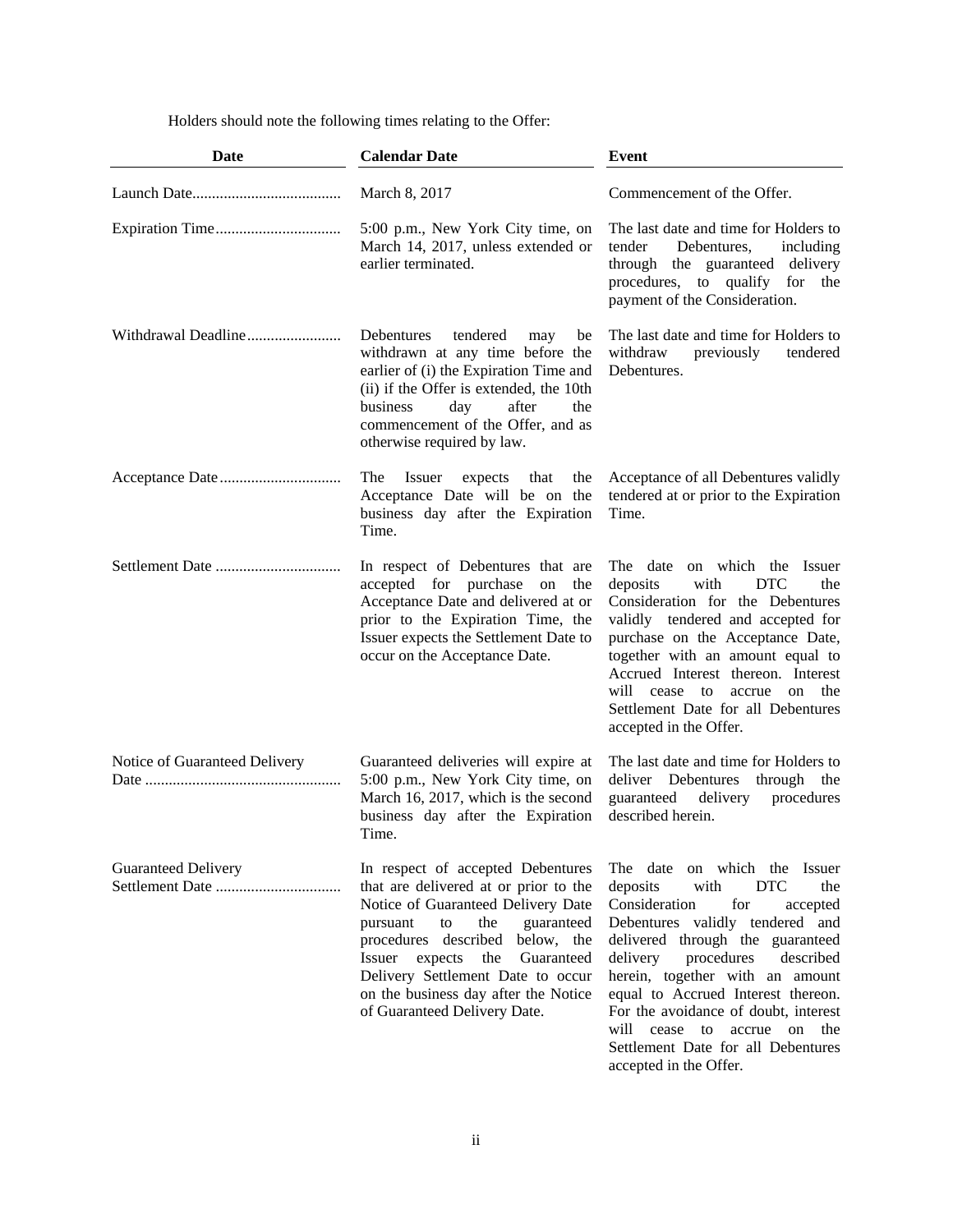Holders should note the following times relating to the Offer:

| Date | Calendar Date | Event |
| --- | --- | --- |
| Launch Date | March 8, 2017 | Commencement of the Offer. |
| Expiration Time | 5:00 p.m., New York City time, on March 14, 2017, unless extended or earlier terminated. | The last date and time for Holders to tender Debentures, including through the guaranteed delivery procedures, to qualify for the payment of the Consideration. |
| Withdrawal Deadline | Debentures tendered may be withdrawn at any time before the earlier of (i) the Expiration Time and (ii) if the Offer is extended, the 10th business day after the commencement of the Offer, and as otherwise required by law. | The last date and time for Holders to withdraw previously tendered Debentures. |
| Acceptance Date | The Issuer expects that the Acceptance Date will be on the business day after the Expiration Time. | Acceptance of all Debentures validly tendered at or prior to the Expiration Time. |
| Settlement Date | In respect of Debentures that are accepted for purchase on the Acceptance Date and delivered at or prior to the Expiration Time, the Issuer expects the Settlement Date to occur on the Acceptance Date. | The date on which the Issuer deposits with DTC the Consideration for the Debentures validly tendered and accepted for purchase on the Acceptance Date, together with an amount equal to Accrued Interest thereon. Interest will cease to accrue on the Settlement Date for all Debentures accepted in the Offer. |
| Notice of Guaranteed Delivery Date | Guaranteed deliveries will expire at 5:00 p.m., New York City time, on March 16, 2017, which is the second business day after the Expiration Time. | The last date and time for Holders to deliver Debentures through the guaranteed delivery procedures described herein. |
| Guaranteed Delivery Settlement Date | In respect of accepted Debentures that are delivered at or prior to the Notice of Guaranteed Delivery Date pursuant to the guaranteed procedures described below, the Issuer expects the Guaranteed Delivery Settlement Date to occur on the business day after the Notice of Guaranteed Delivery Date. | The date on which the Issuer deposits with DTC the Consideration for accepted Debentures validly tendered and delivered through the guaranteed delivery procedures described herein, together with an amount equal to Accrued Interest thereon. For the avoidance of doubt, interest will cease to accrue on the Settlement Date for all Debentures accepted in the Offer. |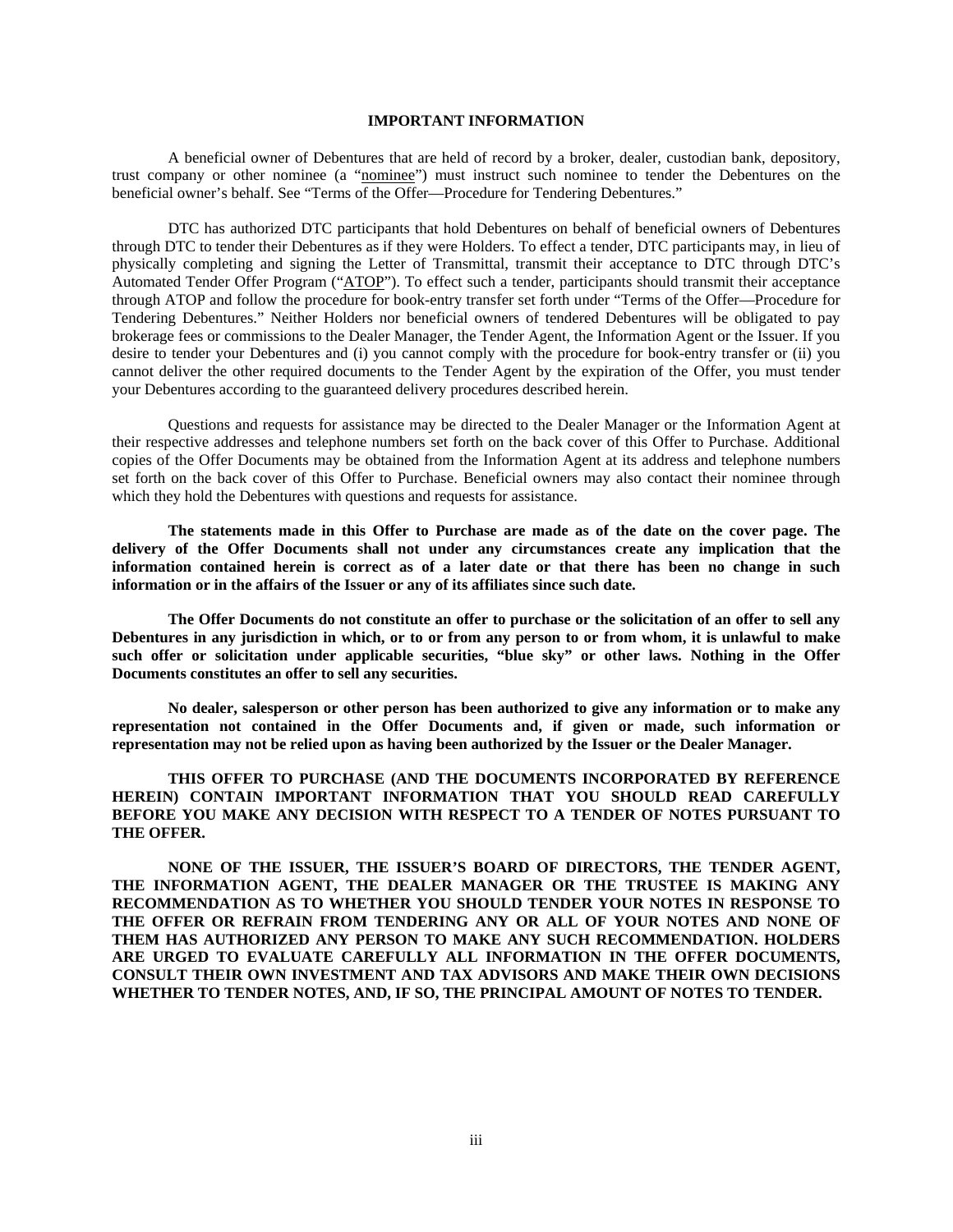## IMPORTANT INFORMATION

A beneficial owner of Debentures that are held of record by a broker, dealer, custodian bank, depository, trust company or other nominee (a "nominee") must instruct such nominee to tender the Debentures on the beneficial owner's behalf. See "Terms of the Offer—Procedure for Tendering Debentures."

DTC has authorized DTC participants that hold Debentures on behalf of beneficial owners of Debentures through DTC to tender their Debentures as if they were Holders. To effect a tender, DTC participants may, in lieu of physically completing and signing the Letter of Transmittal, transmit their acceptance to DTC through DTC's Automated Tender Offer Program ("ATOP"). To effect such a tender, participants should transmit their acceptance through ATOP and follow the procedure for book-entry transfer set forth under "Terms of the Offer—Procedure for Tendering Debentures." Neither Holders nor beneficial owners of tendered Debentures will be obligated to pay brokerage fees or commissions to the Dealer Manager, the Tender Agent, the Information Agent or the Issuer. If you desire to tender your Debentures and (i) you cannot comply with the procedure for book-entry transfer or (ii) you cannot deliver the other required documents to the Tender Agent by the expiration of the Offer, you must tender your Debentures according to the guaranteed delivery procedures described herein.

Questions and requests for assistance may be directed to the Dealer Manager or the Information Agent at their respective addresses and telephone numbers set forth on the back cover of this Offer to Purchase. Additional copies of the Offer Documents may be obtained from the Information Agent at its address and telephone numbers set forth on the back cover of this Offer to Purchase. Beneficial owners may also contact their nominee through which they hold the Debentures with questions and requests for assistance.

**The statements made in this Offer to Purchase are made as of the date on the cover page. The delivery of the Offer Documents shall not under any circumstances create any implication that the information contained herein is correct as of a later date or that there has been no change in such information or in the affairs of the Issuer or any of its affiliates since such date.**

**The Offer Documents do not constitute an offer to purchase or the solicitation of an offer to sell any Debentures in any jurisdiction in which, or to or from any person to or from whom, it is unlawful to make such offer or solicitation under applicable securities, "blue sky" or other laws. Nothing in the Offer Documents constitutes an offer to sell any securities.**

**No dealer, salesperson or other person has been authorized to give any information or to make any representation not contained in the Offer Documents and, if given or made, such information or representation may not be relied upon as having been authorized by the Issuer or the Dealer Manager.**

**THIS OFFER TO PURCHASE (AND THE DOCUMENTS INCORPORATED BY REFERENCE HEREIN) CONTAIN IMPORTANT INFORMATION THAT YOU SHOULD READ CAREFULLY BEFORE YOU MAKE ANY DECISION WITH RESPECT TO A TENDER OF NOTES PURSUANT TO THE OFFER.**

**NONE OF THE ISSUER, THE ISSUER'S BOARD OF DIRECTORS, THE TENDER AGENT, THE INFORMATION AGENT, THE DEALER MANAGER OR THE TRUSTEE IS MAKING ANY RECOMMENDATION AS TO WHETHER YOU SHOULD TENDER YOUR NOTES IN RESPONSE TO THE OFFER OR REFRAIN FROM TENDERING ANY OR ALL OF YOUR NOTES AND NONE OF THEM HAS AUTHORIZED ANY PERSON TO MAKE ANY SUCH RECOMMENDATION. HOLDERS ARE URGED TO EVALUATE CAREFULLY ALL INFORMATION IN THE OFFER DOCUMENTS, CONSULT THEIR OWN INVESTMENT AND TAX ADVISORS AND MAKE THEIR OWN DECISIONS WHETHER TO TENDER NOTES, AND, IF SO, THE PRINCIPAL AMOUNT OF NOTES TO TENDER.**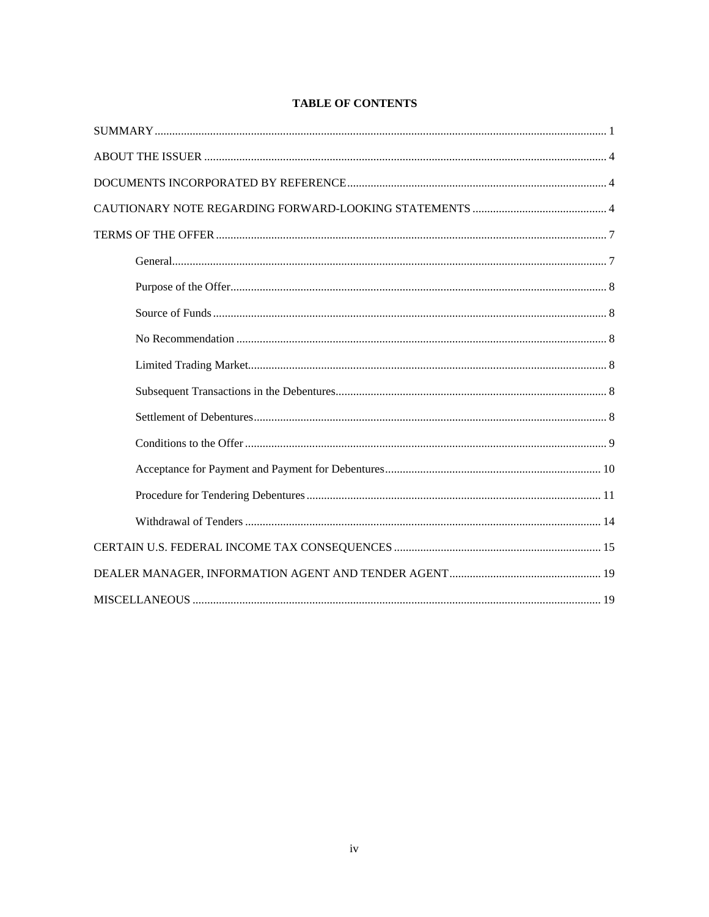**TABLE OF CONTENTS**

| | |
|---|---|
| SUMMARY | 1 |
| ABOUT THE ISSUER | 4 |
| DOCUMENTS INCORPORATED BY REFERENCE | 4 |
| CAUTIONARY NOTE REGARDING FORWARD-LOOKING STATEMENTS | 4 |
| TERMS OF THE OFFER | 7 |
| General | 7 |
| Purpose of the Offer | 8 |
| Source of Funds | 8 |
| No Recommendation | 8 |
| Limited Trading Market | 8 |
| Subsequent Transactions in the Debentures | 8 |
| Settlement of Debentures | 8 |
| Conditions to the Offer | 9 |
| Acceptance for Payment and Payment for Debentures | 10 |
| Procedure for Tendering Debentures | 11 |
| Withdrawal of Tenders | 14 |
| CERTAIN U.S. FEDERAL INCOME TAX CONSEQUENCES | 15 |
| DEALER MANAGER, INFORMATION AGENT AND TENDER AGENT | 19 |
| MISCELLANEOUS | 19 |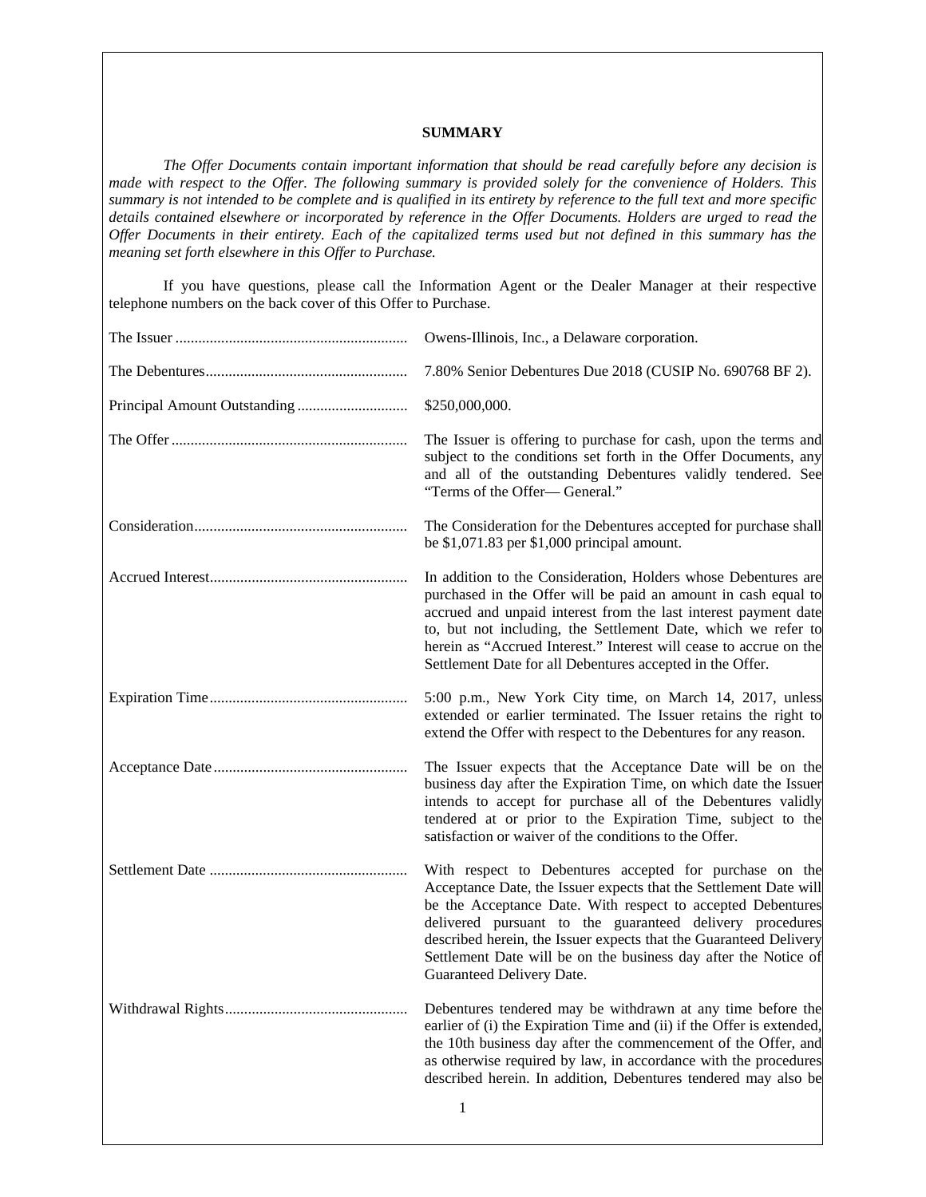## SUMMARY

*The Offer Documents contain important information that should be read carefully before any decision is made with respect to the Offer. The following summary is provided solely for the convenience of Holders. This summary is not intended to be complete and is qualified in its entirety by reference to the full text and more specific details contained elsewhere or incorporated by reference in the Offer Documents. Holders are urged to read the Offer Documents in their entirety. Each of the capitalized terms used but not defined in this summary has the meaning set forth elsewhere in this Offer to Purchase.*

If you have questions, please call the Information Agent or the Dealer Manager at their respective telephone numbers on the back cover of this Offer to Purchase.

| | |
|---|---|
| The Issuer | Owens-Illinois, Inc., a Delaware corporation. |
| The Debentures | 7.80% Senior Debentures Due 2018 (CUSIP No. 690768 BF 2). |
| Principal Amount Outstanding | $250,000,000. |
| The Offer | The Issuer is offering to purchase for cash, upon the terms and subject to the conditions set forth in the Offer Documents, any and all of the outstanding Debentures validly tendered. See "Terms of the Offer— General." |
| Consideration | The Consideration for the Debentures accepted for purchase shall be $1,071.83 per $1,000 principal amount. |
| Accrued Interest | In addition to the Consideration, Holders whose Debentures are purchased in the Offer will be paid an amount in cash equal to accrued and unpaid interest from the last interest payment date to, but not including, the Settlement Date, which we refer to herein as "Accrued Interest." Interest will cease to accrue on the Settlement Date for all Debentures accepted in the Offer. |
| Expiration Time | 5:00 p.m., New York City time, on March 14, 2017, unless extended or earlier terminated. The Issuer retains the right to extend the Offer with respect to the Debentures for any reason. |
| Acceptance Date | The Issuer expects that the Acceptance Date will be on the business day after the Expiration Time, on which date the Issuer intends to accept for purchase all of the Debentures validly tendered at or prior to the Expiration Time, subject to the satisfaction or waiver of the conditions to the Offer. |
| Settlement Date | With respect to Debentures accepted for purchase on the Acceptance Date, the Issuer expects that the Settlement Date will be the Acceptance Date. With respect to accepted Debentures delivered pursuant to the guaranteed delivery procedures described herein, the Issuer expects that the Guaranteed Delivery Settlement Date will be on the business day after the Notice of Guaranteed Delivery Date. |
| Withdrawal Rights | Debentures tendered may be withdrawn at any time before the earlier of (i) the Expiration Time and (ii) if the Offer is extended, the 10th business day after the commencement of the Offer, and as otherwise required by law, in accordance with the procedures described herein. In addition, Debentures tendered may also be |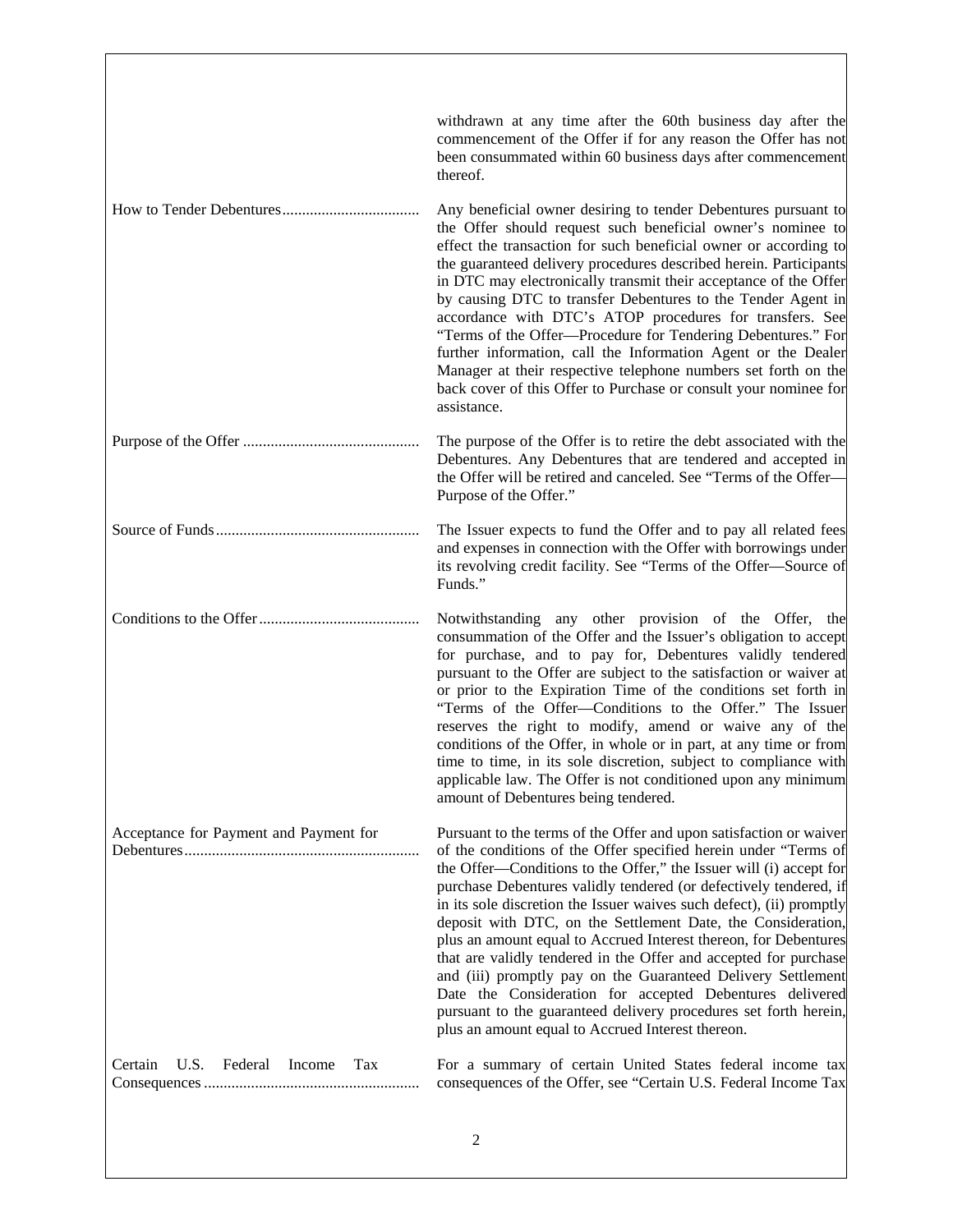| | |
|---|---|
| | withdrawn at any time after the 60th business day after the commencement of the Offer if for any reason the Offer has not been consummated within 60 business days after commencement thereof. |
| How to Tender Debentures | Any beneficial owner desiring to tender Debentures pursuant to the Offer should request such beneficial owner's nominee to effect the transaction for such beneficial owner or according to the guaranteed delivery procedures described herein. Participants in DTC may electronically transmit their acceptance of the Offer by causing DTC to transfer Debentures to the Tender Agent in accordance with DTC's ATOP procedures for transfers. See "Terms of the Offer—Procedure for Tendering Debentures." For further information, call the Information Agent or the Dealer Manager at their respective telephone numbers set forth on the back cover of this Offer to Purchase or consult your nominee for assistance. |
| Purpose of the Offer | The purpose of the Offer is to retire the debt associated with the Debentures. Any Debentures that are tendered and accepted in the Offer will be retired and canceled. See "Terms of the Offer—Purpose of the Offer." |
| Source of Funds | The Issuer expects to fund the Offer and to pay all related fees and expenses in connection with the Offer with borrowings under its revolving credit facility. See "Terms of the Offer—Source of Funds." |
| Conditions to the Offer | Notwithstanding any other provision of the Offer, the consummation of the Offer and the Issuer's obligation to accept for purchase, and to pay for, Debentures validly tendered pursuant to the Offer are subject to the satisfaction or waiver at or prior to the Expiration Time of the conditions set forth in "Terms of the Offer—Conditions to the Offer." The Issuer reserves the right to modify, amend or waive any of the conditions of the Offer, in whole or in part, at any time or from time to time, in its sole discretion, subject to compliance with applicable law. The Offer is not conditioned upon any minimum amount of Debentures being tendered. |
| Acceptance for Payment and Payment for Debentures | Pursuant to the terms of the Offer and upon satisfaction or waiver of the conditions of the Offer specified herein under "Terms of the Offer—Conditions to the Offer," the Issuer will (i) accept for purchase Debentures validly tendered (or defectively tendered, if in its sole discretion the Issuer waives such defect), (ii) promptly deposit with DTC, on the Settlement Date, the Consideration, plus an amount equal to Accrued Interest thereon, for Debentures that are validly tendered in the Offer and accepted for purchase and (iii) promptly pay on the Guaranteed Delivery Settlement Date the Consideration for accepted Debentures delivered pursuant to the guaranteed delivery procedures set forth herein, plus an amount equal to Accrued Interest thereon. |
| Certain U.S. Federal Income Tax Consequences | For a summary of certain United States federal income tax consequences of the Offer, see "Certain U.S. Federal Income Tax |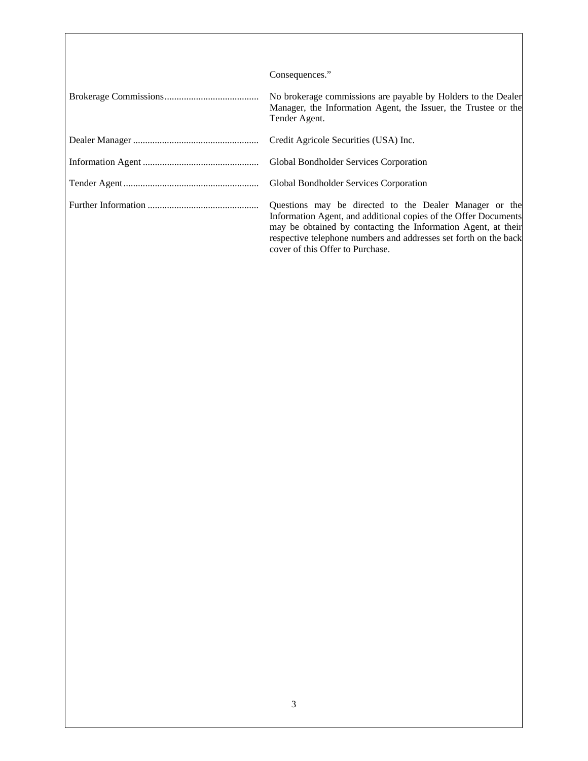| | |
|---|---|
| | Consequences.” |
| Brokerage Commissions | No brokerage commissions are payable by Holders to the Dealer Manager, the Information Agent, the Issuer, the Trustee or the Tender Agent. |
| Dealer Manager | Credit Agricole Securities (USA) Inc. |
| Information Agent | Global Bondholder Services Corporation |
| Tender Agent | Global Bondholder Services Corporation |
| Further Information | Questions may be directed to the Dealer Manager or the Information Agent, and additional copies of the Offer Documents may be obtained by contacting the Information Agent, at their respective telephone numbers and addresses set forth on the back cover of this Offer to Purchase. |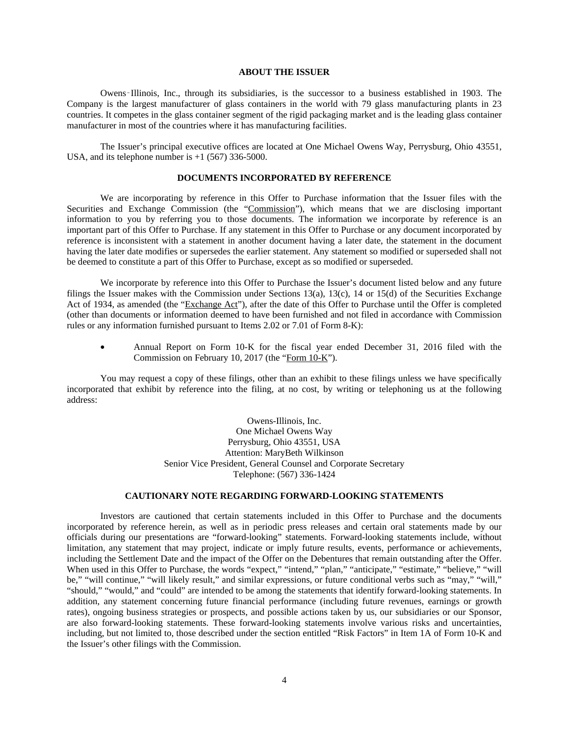## ABOUT THE ISSUER

Owens-Illinois, Inc., through its subsidiaries, is the successor to a business established in 1903. The Company is the largest manufacturer of glass containers in the world with 79 glass manufacturing plants in 23 countries. It competes in the glass container segment of the rigid packaging market and is the leading glass container manufacturer in most of the countries where it has manufacturing facilities.

The Issuer's principal executive offices are located at One Michael Owens Way, Perrysburg, Ohio 43551, USA, and its telephone number is +1 (567) 336-5000.

## DOCUMENTS INCORPORATED BY REFERENCE

We are incorporating by reference in this Offer to Purchase information that the Issuer files with the Securities and Exchange Commission (the "Commission"), which means that we are disclosing important information to you by referring you to those documents. The information we incorporate by reference is an important part of this Offer to Purchase. If any statement in this Offer to Purchase or any document incorporated by reference is inconsistent with a statement in another document having a later date, the statement in the document having the later date modifies or supersedes the earlier statement. Any statement so modified or superseded shall not be deemed to constitute a part of this Offer to Purchase, except as so modified or superseded.

We incorporate by reference into this Offer to Purchase the Issuer's document listed below and any future filings the Issuer makes with the Commission under Sections 13(a), 13(c), 14 or 15(d) of the Securities Exchange Act of 1934, as amended (the "Exchange Act"), after the date of this Offer to Purchase until the Offer is completed (other than documents or information deemed to have been furnished and not filed in accordance with Commission rules or any information furnished pursuant to Items 2.02 or 7.01 of Form 8-K):

- Annual Report on Form 10-K for the fiscal year ended December 31, 2016 filed with the Commission on February 10, 2017 (the "Form 10-K").

You may request a copy of these filings, other than an exhibit to these filings unless we have specifically incorporated that exhibit by reference into the filing, at no cost, by writing or telephoning us at the following address:

Owens-Illinois, Inc.
One Michael Owens Way
Perrysburg, Ohio 43551, USA
Attention: MaryBeth Wilkinson
Senior Vice President, General Counsel and Corporate Secretary
Telephone: (567) 336-1424

## CAUTIONARY NOTE REGARDING FORWARD-LOOKING STATEMENTS

Investors are cautioned that certain statements included in this Offer to Purchase and the documents incorporated by reference herein, as well as in periodic press releases and certain oral statements made by our officials during our presentations are "forward-looking" statements. Forward-looking statements include, without limitation, any statement that may project, indicate or imply future results, events, performance or achievements, including the Settlement Date and the impact of the Offer on the Debentures that remain outstanding after the Offer. When used in this Offer to Purchase, the words "expect," "intend," "plan," "anticipate," "estimate," "believe," "will be," "will continue," "will likely result," and similar expressions, or future conditional verbs such as "may," "will," "should," "would," and "could" are intended to be among the statements that identify forward-looking statements. In addition, any statement concerning future financial performance (including future revenues, earnings or growth rates), ongoing business strategies or prospects, and possible actions taken by us, our subsidiaries or our Sponsor, are also forward-looking statements. These forward-looking statements involve various risks and uncertainties, including, but not limited to, those described under the section entitled "Risk Factors" in Item 1A of Form 10-K and the Issuer's other filings with the Commission.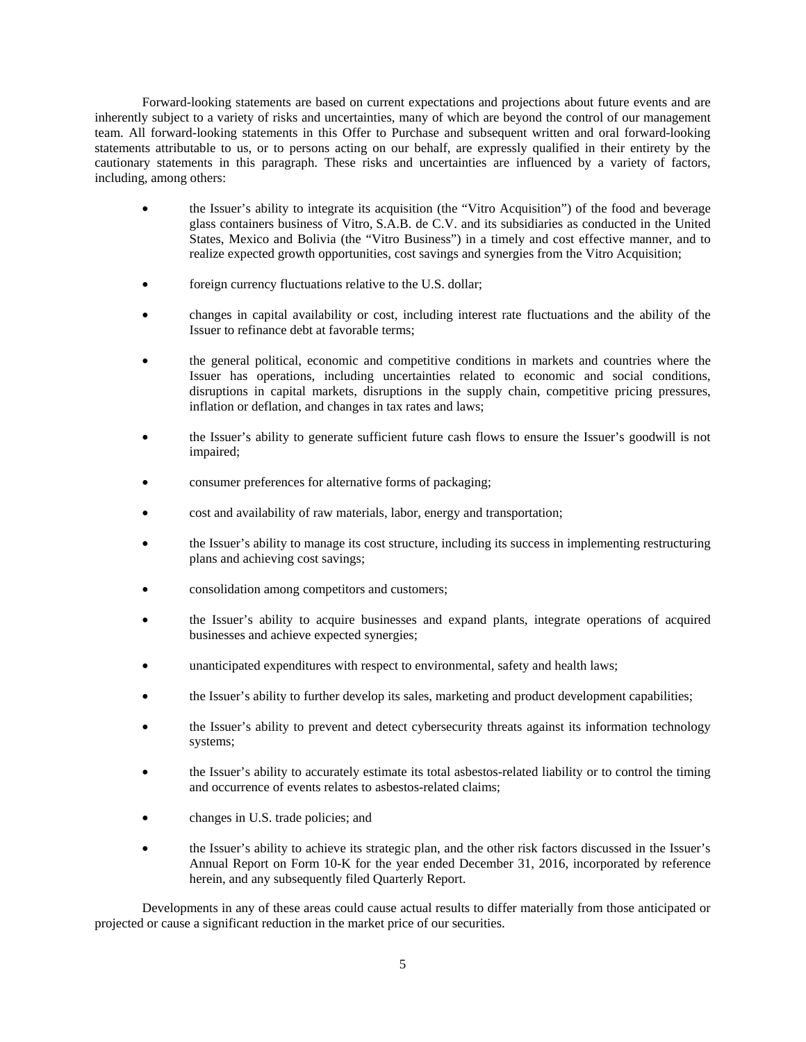Forward-looking statements are based on current expectations and projections about future events and are inherently subject to a variety of risks and uncertainties, many of which are beyond the control of our management team. All forward-looking statements in this Offer to Purchase and subsequent written and oral forward-looking statements attributable to us, or to persons acting on our behalf, are expressly qualified in their entirety by the cautionary statements in this paragraph. These risks and uncertainties are influenced by a variety of factors, including, among others:

- the Issuer's ability to integrate its acquisition (the "Vitro Acquisition") of the food and beverage glass containers business of Vitro, S.A.B. de C.V. and its subsidiaries as conducted in the United States, Mexico and Bolivia (the "Vitro Business") in a timely and cost effective manner, and to realize expected growth opportunities, cost savings and synergies from the Vitro Acquisition;
- foreign currency fluctuations relative to the U.S. dollar;
- changes in capital availability or cost, including interest rate fluctuations and the ability of the Issuer to refinance debt at favorable terms;
- the general political, economic and competitive conditions in markets and countries where the Issuer has operations, including uncertainties related to economic and social conditions, disruptions in capital markets, disruptions in the supply chain, competitive pricing pressures, inflation or deflation, and changes in tax rates and laws;
- the Issuer's ability to generate sufficient future cash flows to ensure the Issuer's goodwill is not impaired;
- consumer preferences for alternative forms of packaging;
- cost and availability of raw materials, labor, energy and transportation;
- the Issuer's ability to manage its cost structure, including its success in implementing restructuring plans and achieving cost savings;
- consolidation among competitors and customers;
- the Issuer's ability to acquire businesses and expand plants, integrate operations of acquired businesses and achieve expected synergies;
- unanticipated expenditures with respect to environmental, safety and health laws;
- the Issuer's ability to further develop its sales, marketing and product development capabilities;
- the Issuer's ability to prevent and detect cybersecurity threats against its information technology systems;
- the Issuer's ability to accurately estimate its total asbestos-related liability or to control the timing and occurrence of events relates to asbestos-related claims;
- changes in U.S. trade policies; and
- the Issuer's ability to achieve its strategic plan, and the other risk factors discussed in the Issuer's Annual Report on Form 10-K for the year ended December 31, 2016, incorporated by reference herein, and any subsequently filed Quarterly Report.

Developments in any of these areas could cause actual results to differ materially from those anticipated or projected or cause a significant reduction in the market price of our securities.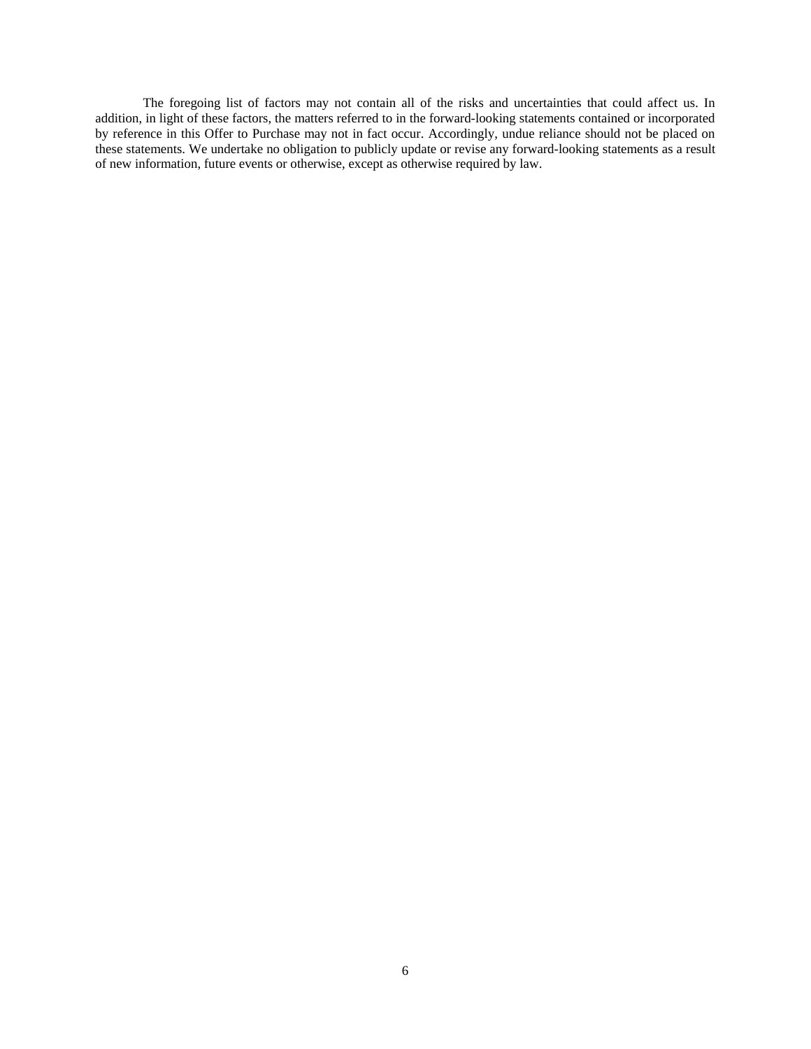The foregoing list of factors may not contain all of the risks and uncertainties that could affect us. In addition, in light of these factors, the matters referred to in the forward-looking statements contained or incorporated by reference in this Offer to Purchase may not in fact occur. Accordingly, undue reliance should not be placed on these statements. We undertake no obligation to publicly update or revise any forward-looking statements as a result of new information, future events or otherwise, except as otherwise required by law.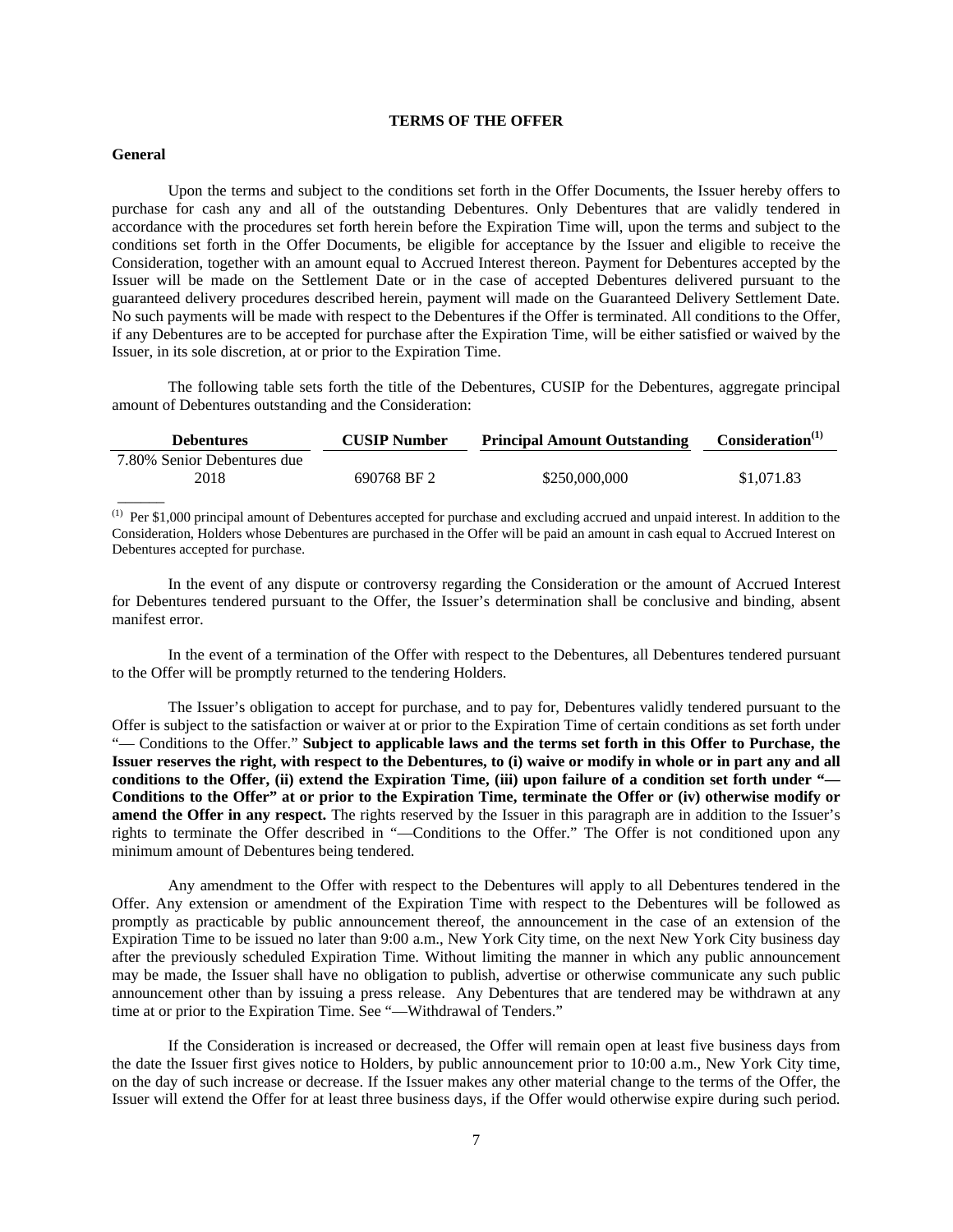# TERMS OF THE OFFER

**General**

Upon the terms and subject to the conditions set forth in the Offer Documents, the Issuer hereby offers to purchase for cash any and all of the outstanding Debentures. Only Debentures that are validly tendered in accordance with the procedures set forth herein before the Expiration Time will, upon the terms and subject to the conditions set forth in the Offer Documents, be eligible for acceptance by the Issuer and eligible to receive the Consideration, together with an amount equal to Accrued Interest thereon. Payment for Debentures accepted by the Issuer will be made on the Settlement Date or in the case of accepted Debentures delivered pursuant to the guaranteed delivery procedures described herein, payment will made on the Guaranteed Delivery Settlement Date. No such payments will be made with respect to the Debentures if the Offer is terminated. All conditions to the Offer, if any Debentures are to be accepted for purchase after the Expiration Time, will be either satisfied or waived by the Issuer, in its sole discretion, at or prior to the Expiration Time.

The following table sets forth the title of the Debentures, CUSIP for the Debentures, aggregate principal amount of Debentures outstanding and the Consideration:

| Debentures | CUSIP Number | Principal Amount Outstanding | Consideration[(1)] |
|---|---|---|---|
| 7.80% Senior Debentures due 2018 | 690768 BF 2 | $250,000,000 | $1,071.83 |

[(1)] Per $1,000 principal amount of Debentures accepted for purchase and excluding accrued and unpaid interest. In addition to the Consideration, Holders whose Debentures are purchased in the Offer will be paid an amount in cash equal to Accrued Interest on Debentures accepted for purchase.

In the event of any dispute or controversy regarding the Consideration or the amount of Accrued Interest for Debentures tendered pursuant to the Offer, the Issuer's determination shall be conclusive and binding, absent manifest error.

In the event of a termination of the Offer with respect to the Debentures, all Debentures tendered pursuant to the Offer will be promptly returned to the tendering Holders.

The Issuer's obligation to accept for purchase, and to pay for, Debentures validly tendered pursuant to the Offer is subject to the satisfaction or waiver at or prior to the Expiration Time of certain conditions as set forth under "— Conditions to the Offer." **Subject to applicable laws and the terms set forth in this Offer to Purchase, the Issuer reserves the right, with respect to the Debentures, to (i) waive or modify in whole or in part any and all conditions to the Offer, (ii) extend the Expiration Time, (iii) upon failure of a condition set forth under "—Conditions to the Offer" at or prior to the Expiration Time, terminate the Offer or (iv) otherwise modify or amend the Offer in any respect.** The rights reserved by the Issuer in this paragraph are in addition to the Issuer's rights to terminate the Offer described in "—Conditions to the Offer." The Offer is not conditioned upon any minimum amount of Debentures being tendered.

Any amendment to the Offer with respect to the Debentures will apply to all Debentures tendered in the Offer. Any extension or amendment of the Expiration Time with respect to the Debentures will be followed as promptly as practicable by public announcement thereof, the announcement in the case of an extension of the Expiration Time to be issued no later than 9:00 a.m., New York City time, on the next New York City business day after the previously scheduled Expiration Time. Without limiting the manner in which any public announcement may be made, the Issuer shall have no obligation to publish, advertise or otherwise communicate any such public announcement other than by issuing a press release. Any Debentures that are tendered may be withdrawn at any time at or prior to the Expiration Time. See "—Withdrawal of Tenders."

If the Consideration is increased or decreased, the Offer will remain open at least five business days from the date the Issuer first gives notice to Holders, by public announcement prior to 10:00 a.m., New York City time, on the day of such increase or decrease. If the Issuer makes any other material change to the terms of the Offer, the Issuer will extend the Offer for at least three business days, if the Offer would otherwise expire during such period.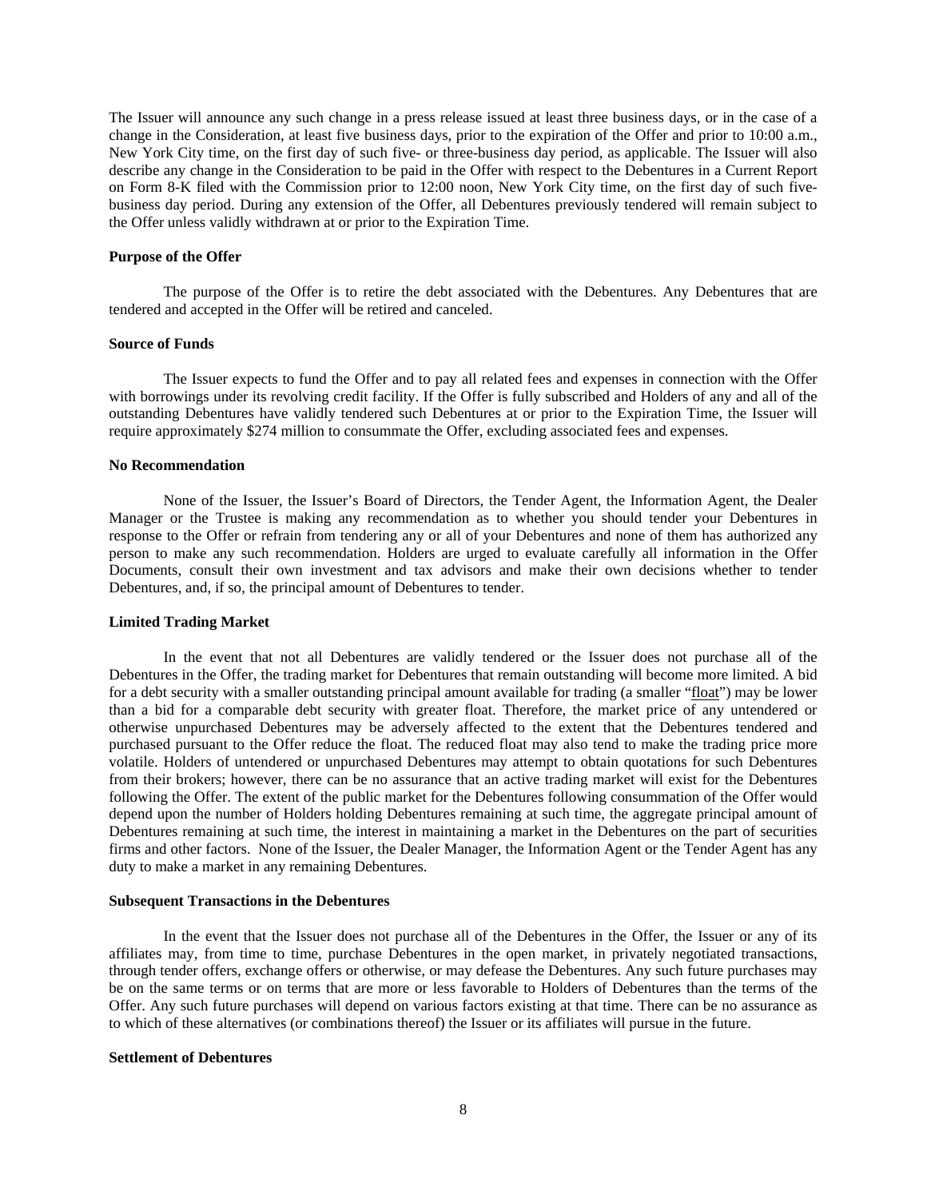The Issuer will announce any such change in a press release issued at least three business days, or in the case of a change in the Consideration, at least five business days, prior to the expiration of the Offer and prior to 10:00 a.m., New York City time, on the first day of such five- or three-business day period, as applicable. The Issuer will also describe any change in the Consideration to be paid in the Offer with respect to the Debentures in a Current Report on Form 8-K filed with the Commission prior to 12:00 noon, New York City time, on the first day of such five-business day period. During any extension of the Offer, all Debentures previously tendered will remain subject to the Offer unless validly withdrawn at or prior to the Expiration Time.

**Purpose of the Offer**

The purpose of the Offer is to retire the debt associated with the Debentures. Any Debentures that are tendered and accepted in the Offer will be retired and canceled.

**Source of Funds**

The Issuer expects to fund the Offer and to pay all related fees and expenses in connection with the Offer with borrowings under its revolving credit facility. If the Offer is fully subscribed and Holders of any and all of the outstanding Debentures have validly tendered such Debentures at or prior to the Expiration Time, the Issuer will require approximately $274 million to consummate the Offer, excluding associated fees and expenses.

**No Recommendation**

None of the Issuer, the Issuer's Board of Directors, the Tender Agent, the Information Agent, the Dealer Manager or the Trustee is making any recommendation as to whether you should tender your Debentures in response to the Offer or refrain from tendering any or all of your Debentures and none of them has authorized any person to make any such recommendation. Holders are urged to evaluate carefully all information in the Offer Documents, consult their own investment and tax advisors and make their own decisions whether to tender Debentures, and, if so, the principal amount of Debentures to tender.

**Limited Trading Market**

In the event that not all Debentures are validly tendered or the Issuer does not purchase all of the Debentures in the Offer, the trading market for Debentures that remain outstanding will become more limited. A bid for a debt security with a smaller outstanding principal amount available for trading (a smaller "float") may be lower than a bid for a comparable debt security with greater float. Therefore, the market price of any untendered or otherwise unpurchased Debentures may be adversely affected to the extent that the Debentures tendered and purchased pursuant to the Offer reduce the float. The reduced float may also tend to make the trading price more volatile. Holders of untendered or unpurchased Debentures may attempt to obtain quotations for such Debentures from their brokers; however, there can be no assurance that an active trading market will exist for the Debentures following the Offer. The extent of the public market for the Debentures following consummation of the Offer would depend upon the number of Holders holding Debentures remaining at such time, the aggregate principal amount of Debentures remaining at such time, the interest in maintaining a market in the Debentures on the part of securities firms and other factors. None of the Issuer, the Dealer Manager, the Information Agent or the Tender Agent has any duty to make a market in any remaining Debentures.

**Subsequent Transactions in the Debentures**

In the event that the Issuer does not purchase all of the Debentures in the Offer, the Issuer or any of its affiliates may, from time to time, purchase Debentures in the open market, in privately negotiated transactions, through tender offers, exchange offers or otherwise, or may defease the Debentures. Any such future purchases may be on the same terms or on terms that are more or less favorable to Holders of Debentures than the terms of the Offer. Any such future purchases will depend on various factors existing at that time. There can be no assurance as to which of these alternatives (or combinations thereof) the Issuer or its affiliates will pursue in the future.

**Settlement of Debentures**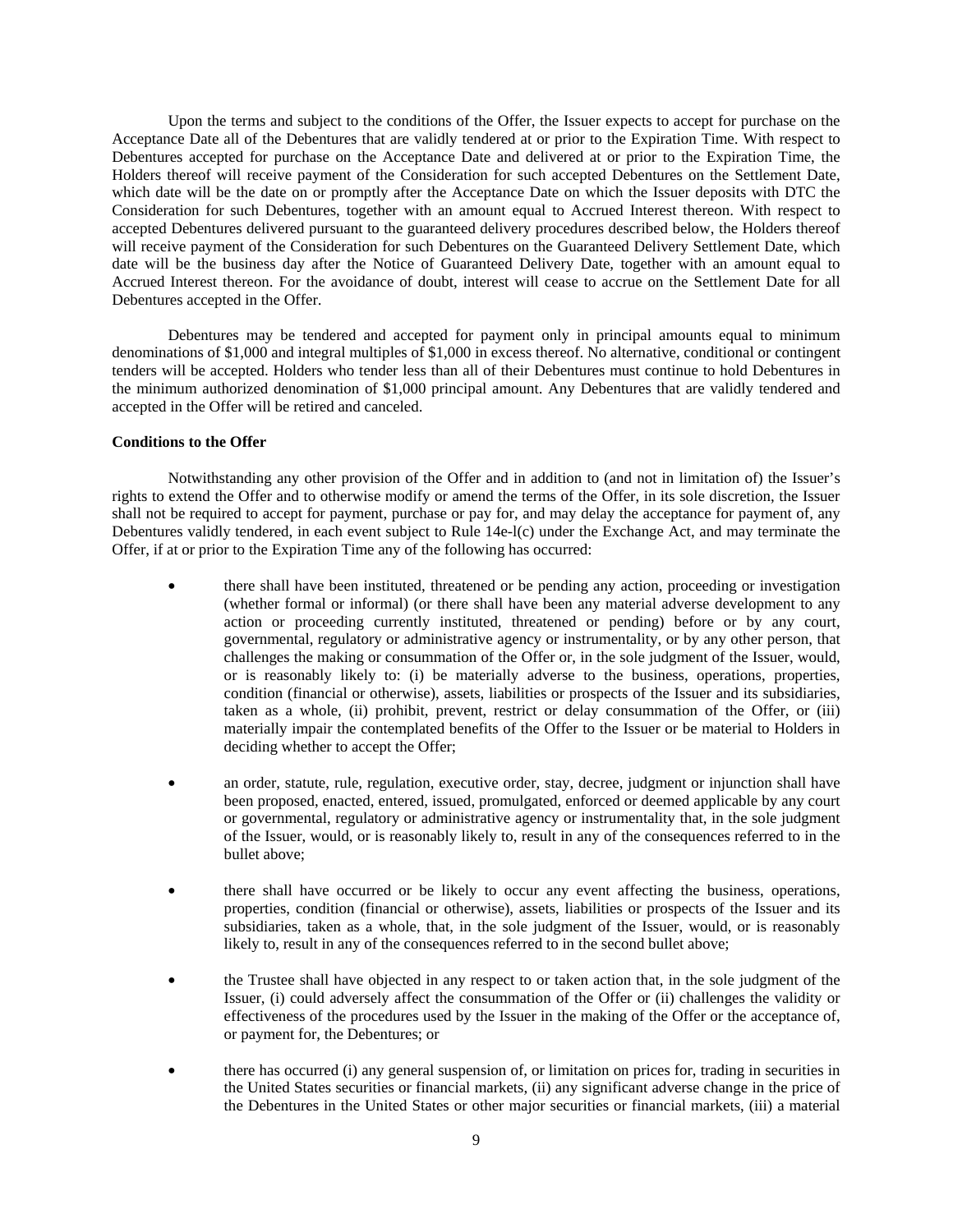Upon the terms and subject to the conditions of the Offer, the Issuer expects to accept for purchase on the Acceptance Date all of the Debentures that are validly tendered at or prior to the Expiration Time. With respect to Debentures accepted for purchase on the Acceptance Date and delivered at or prior to the Expiration Time, the Holders thereof will receive payment of the Consideration for such accepted Debentures on the Settlement Date, which date will be the date on or promptly after the Acceptance Date on which the Issuer deposits with DTC the Consideration for such Debentures, together with an amount equal to Accrued Interest thereon. With respect to accepted Debentures delivered pursuant to the guaranteed delivery procedures described below, the Holders thereof will receive payment of the Consideration for such Debentures on the Guaranteed Delivery Settlement Date, which date will be the business day after the Notice of Guaranteed Delivery Date, together with an amount equal to Accrued Interest thereon. For the avoidance of doubt, interest will cease to accrue on the Settlement Date for all Debentures accepted in the Offer.

Debentures may be tendered and accepted for payment only in principal amounts equal to minimum denominations of $1,000 and integral multiples of $1,000 in excess thereof. No alternative, conditional or contingent tenders will be accepted. Holders who tender less than all of their Debentures must continue to hold Debentures in the minimum authorized denomination of $1,000 principal amount. Any Debentures that are validly tendered and accepted in the Offer will be retired and canceled.

**Conditions to the Offer**

Notwithstanding any other provision of the Offer and in addition to (and not in limitation of) the Issuer's rights to extend the Offer and to otherwise modify or amend the terms of the Offer, in its sole discretion, the Issuer shall not be required to accept for payment, purchase or pay for, and may delay the acceptance for payment of, any Debentures validly tendered, in each event subject to Rule 14e-l(c) under the Exchange Act, and may terminate the Offer, if at or prior to the Expiration Time any of the following has occurred:

- there shall have been instituted, threatened or be pending any action, proceeding or investigation (whether formal or informal) (or there shall have been any material adverse development to any action or proceeding currently instituted, threatened or pending) before or by any court, governmental, regulatory or administrative agency or instrumentality, or by any other person, that challenges the making or consummation of the Offer or, in the sole judgment of the Issuer, would, or is reasonably likely to: (i) be materially adverse to the business, operations, properties, condition (financial or otherwise), assets, liabilities or prospects of the Issuer and its subsidiaries, taken as a whole, (ii) prohibit, prevent, restrict or delay consummation of the Offer, or (iii) materially impair the contemplated benefits of the Offer to the Issuer or be material to Holders in deciding whether to accept the Offer;

- an order, statute, rule, regulation, executive order, stay, decree, judgment or injunction shall have been proposed, enacted, entered, issued, promulgated, enforced or deemed applicable by any court or governmental, regulatory or administrative agency or instrumentality that, in the sole judgment of the Issuer, would, or is reasonably likely to, result in any of the consequences referred to in the bullet above;

- there shall have occurred or be likely to occur any event affecting the business, operations, properties, condition (financial or otherwise), assets, liabilities or prospects of the Issuer and its subsidiaries, taken as a whole, that, in the sole judgment of the Issuer, would, or is reasonably likely to, result in any of the consequences referred to in the second bullet above;

- the Trustee shall have objected in any respect to or taken action that, in the sole judgment of the Issuer, (i) could adversely affect the consummation of the Offer or (ii) challenges the validity or effectiveness of the procedures used by the Issuer in the making of the Offer or the acceptance of, or payment for, the Debentures; or

- there has occurred (i) any general suspension of, or limitation on prices for, trading in securities in the United States securities or financial markets, (ii) any significant adverse change in the price of the Debentures in the United States or other major securities or financial markets, (iii) a material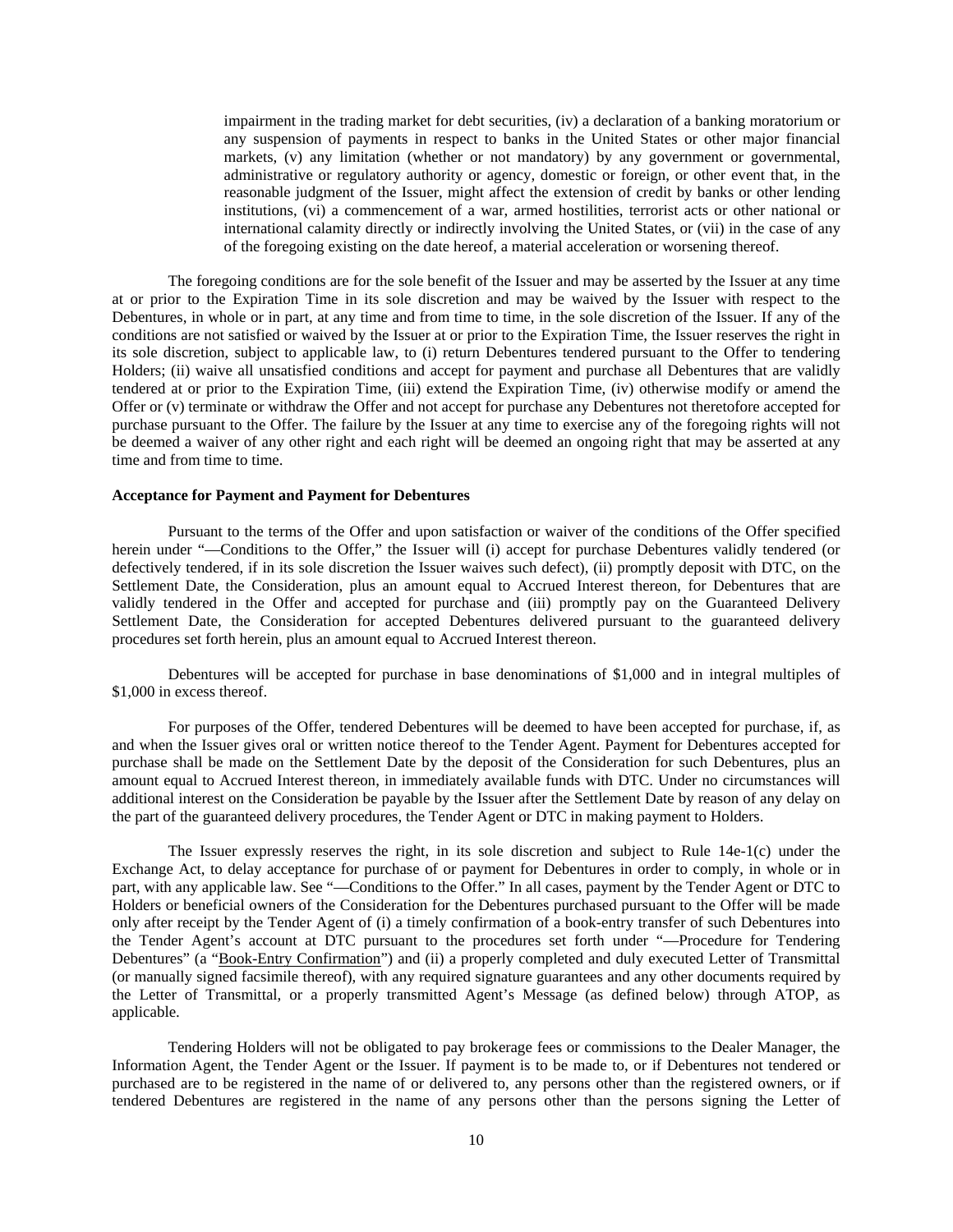impairment in the trading market for debt securities, (iv) a declaration of a banking moratorium or any suspension of payments in respect to banks in the United States or other major financial markets, (v) any limitation (whether or not mandatory) by any government or governmental, administrative or regulatory authority or agency, domestic or foreign, or other event that, in the reasonable judgment of the Issuer, might affect the extension of credit by banks or other lending institutions, (vi) a commencement of a war, armed hostilities, terrorist acts or other national or international calamity directly or indirectly involving the United States, or (vii) in the case of any of the foregoing existing on the date hereof, a material acceleration or worsening thereof.

The foregoing conditions are for the sole benefit of the Issuer and may be asserted by the Issuer at any time at or prior to the Expiration Time in its sole discretion and may be waived by the Issuer with respect to the Debentures, in whole or in part, at any time and from time to time, in the sole discretion of the Issuer. If any of the conditions are not satisfied or waived by the Issuer at or prior to the Expiration Time, the Issuer reserves the right in its sole discretion, subject to applicable law, to (i) return Debentures tendered pursuant to the Offer to tendering Holders; (ii) waive all unsatisfied conditions and accept for payment and purchase all Debentures that are validly tendered at or prior to the Expiration Time, (iii) extend the Expiration Time, (iv) otherwise modify or amend the Offer or (v) terminate or withdraw the Offer and not accept for purchase any Debentures not theretofore accepted for purchase pursuant to the Offer. The failure by the Issuer at any time to exercise any of the foregoing rights will not be deemed a waiver of any other right and each right will be deemed an ongoing right that may be asserted at any time and from time to time.

**Acceptance for Payment and Payment for Debentures**

Pursuant to the terms of the Offer and upon satisfaction or waiver of the conditions of the Offer specified herein under "—Conditions to the Offer," the Issuer will (i) accept for purchase Debentures validly tendered (or defectively tendered, if in its sole discretion the Issuer waives such defect), (ii) promptly deposit with DTC, on the Settlement Date, the Consideration, plus an amount equal to Accrued Interest thereon, for Debentures that are validly tendered in the Offer and accepted for purchase and (iii) promptly pay on the Guaranteed Delivery Settlement Date, the Consideration for accepted Debentures delivered pursuant to the guaranteed delivery procedures set forth herein, plus an amount equal to Accrued Interest thereon.

Debentures will be accepted for purchase in base denominations of $1,000 and in integral multiples of $1,000 in excess thereof.

For purposes of the Offer, tendered Debentures will be deemed to have been accepted for purchase, if, as and when the Issuer gives oral or written notice thereof to the Tender Agent. Payment for Debentures accepted for purchase shall be made on the Settlement Date by the deposit of the Consideration for such Debentures, plus an amount equal to Accrued Interest thereon, in immediately available funds with DTC. Under no circumstances will additional interest on the Consideration be payable by the Issuer after the Settlement Date by reason of any delay on the part of the guaranteed delivery procedures, the Tender Agent or DTC in making payment to Holders.

The Issuer expressly reserves the right, in its sole discretion and subject to Rule 14e-1(c) under the Exchange Act, to delay acceptance for purchase of or payment for Debentures in order to comply, in whole or in part, with any applicable law. See "—Conditions to the Offer." In all cases, payment by the Tender Agent or DTC to Holders or beneficial owners of the Consideration for the Debentures purchased pursuant to the Offer will be made only after receipt by the Tender Agent of (i) a timely confirmation of a book-entry transfer of such Debentures into the Tender Agent's account at DTC pursuant to the procedures set forth under "—Procedure for Tendering Debentures" (a "Book-Entry Confirmation") and (ii) a properly completed and duly executed Letter of Transmittal (or manually signed facsimile thereof), with any required signature guarantees and any other documents required by the Letter of Transmittal, or a properly transmitted Agent's Message (as defined below) through ATOP, as applicable.

Tendering Holders will not be obligated to pay brokerage fees or commissions to the Dealer Manager, the Information Agent, the Tender Agent or the Issuer. If payment is to be made to, or if Debentures not tendered or purchased are to be registered in the name of or delivered to, any persons other than the registered owners, or if tendered Debentures are registered in the name of any persons other than the persons signing the Letter of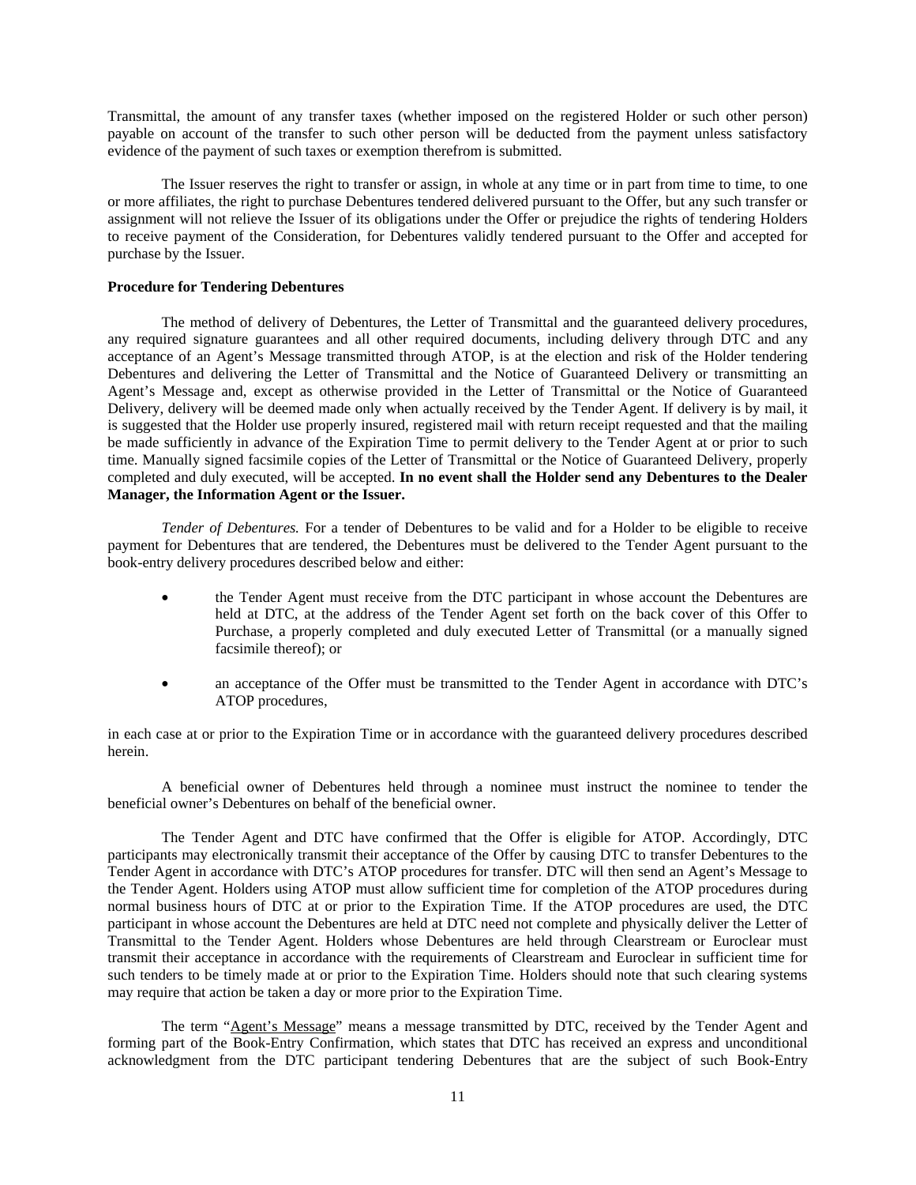Transmittal, the amount of any transfer taxes (whether imposed on the registered Holder or such other person) payable on account of the transfer to such other person will be deducted from the payment unless satisfactory evidence of the payment of such taxes or exemption therefrom is submitted.

The Issuer reserves the right to transfer or assign, in whole at any time or in part from time to time, to one or more affiliates, the right to purchase Debentures tendered delivered pursuant to the Offer, but any such transfer or assignment will not relieve the Issuer of its obligations under the Offer or prejudice the rights of tendering Holders to receive payment of the Consideration, for Debentures validly tendered pursuant to the Offer and accepted for purchase by the Issuer.

**Procedure for Tendering Debentures**

The method of delivery of Debentures, the Letter of Transmittal and the guaranteed delivery procedures, any required signature guarantees and all other required documents, including delivery through DTC and any acceptance of an Agent's Message transmitted through ATOP, is at the election and risk of the Holder tendering Debentures and delivering the Letter of Transmittal and the Notice of Guaranteed Delivery or transmitting an Agent's Message and, except as otherwise provided in the Letter of Transmittal or the Notice of Guaranteed Delivery, delivery will be deemed made only when actually received by the Tender Agent. If delivery is by mail, it is suggested that the Holder use properly insured, registered mail with return receipt requested and that the mailing be made sufficiently in advance of the Expiration Time to permit delivery to the Tender Agent at or prior to such time. Manually signed facsimile copies of the Letter of Transmittal or the Notice of Guaranteed Delivery, properly completed and duly executed, will be accepted. **In no event shall the Holder send any Debentures to the Dealer Manager, the Information Agent or the Issuer.**

*Tender of Debentures.* For a tender of Debentures to be valid and for a Holder to be eligible to receive payment for Debentures that are tendered, the Debentures must be delivered to the Tender Agent pursuant to the book-entry delivery procedures described below and either:

- the Tender Agent must receive from the DTC participant in whose account the Debentures are held at DTC, at the address of the Tender Agent set forth on the back cover of this Offer to Purchase, a properly completed and duly executed Letter of Transmittal (or a manually signed facsimile thereof); or
- an acceptance of the Offer must be transmitted to the Tender Agent in accordance with DTC's ATOP procedures,

in each case at or prior to the Expiration Time or in accordance with the guaranteed delivery procedures described herein.

A beneficial owner of Debentures held through a nominee must instruct the nominee to tender the beneficial owner's Debentures on behalf of the beneficial owner.

The Tender Agent and DTC have confirmed that the Offer is eligible for ATOP. Accordingly, DTC participants may electronically transmit their acceptance of the Offer by causing DTC to transfer Debentures to the Tender Agent in accordance with DTC's ATOP procedures for transfer. DTC will then send an Agent's Message to the Tender Agent. Holders using ATOP must allow sufficient time for completion of the ATOP procedures during normal business hours of DTC at or prior to the Expiration Time. If the ATOP procedures are used, the DTC participant in whose account the Debentures are held at DTC need not complete and physically deliver the Letter of Transmittal to the Tender Agent. Holders whose Debentures are held through Clearstream or Euroclear must transmit their acceptance in accordance with the requirements of Clearstream and Euroclear in sufficient time for such tenders to be timely made at or prior to the Expiration Time. Holders should note that such clearing systems may require that action be taken a day or more prior to the Expiration Time.

The term "Agent's Message" means a message transmitted by DTC, received by the Tender Agent and forming part of the Book-Entry Confirmation, which states that DTC has received an express and unconditional acknowledgment from the DTC participant tendering Debentures that are the subject of such Book-Entry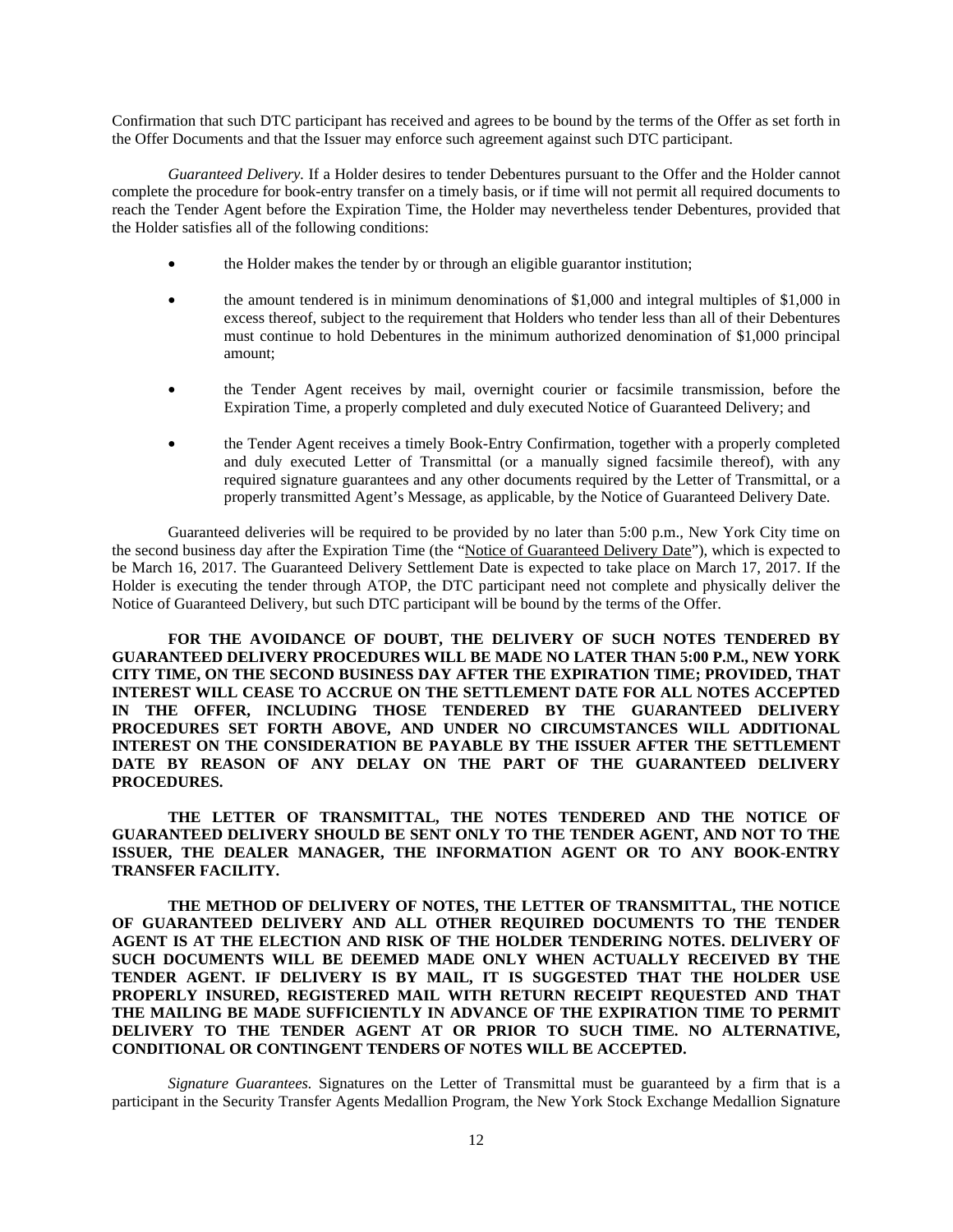Confirmation that such DTC participant has received and agrees to be bound by the terms of the Offer as set forth in the Offer Documents and that the Issuer may enforce such agreement against such DTC participant.

*Guaranteed Delivery.* If a Holder desires to tender Debentures pursuant to the Offer and the Holder cannot complete the procedure for book-entry transfer on a timely basis, or if time will not permit all required documents to reach the Tender Agent before the Expiration Time, the Holder may nevertheless tender Debentures, provided that the Holder satisfies all of the following conditions:

- the Holder makes the tender by or through an eligible guarantor institution;
- the amount tendered is in minimum denominations of $1,000 and integral multiples of $1,000 in excess thereof, subject to the requirement that Holders who tender less than all of their Debentures must continue to hold Debentures in the minimum authorized denomination of $1,000 principal amount;
- the Tender Agent receives by mail, overnight courier or facsimile transmission, before the Expiration Time, a properly completed and duly executed Notice of Guaranteed Delivery; and
- the Tender Agent receives a timely Book-Entry Confirmation, together with a properly completed and duly executed Letter of Transmittal (or a manually signed facsimile thereof), with any required signature guarantees and any other documents required by the Letter of Transmittal, or a properly transmitted Agent's Message, as applicable, by the Notice of Guaranteed Delivery Date.

Guaranteed deliveries will be required to be provided by no later than 5:00 p.m., New York City time on the second business day after the Expiration Time (the "Notice of Guaranteed Delivery Date"), which is expected to be March 16, 2017. The Guaranteed Delivery Settlement Date is expected to take place on March 17, 2017. If the Holder is executing the tender through ATOP, the DTC participant need not complete and physically deliver the Notice of Guaranteed Delivery, but such DTC participant will be bound by the terms of the Offer.

**FOR THE AVOIDANCE OF DOUBT, THE DELIVERY OF SUCH NOTES TENDERED BY GUARANTEED DELIVERY PROCEDURES WILL BE MADE NO LATER THAN 5:00 P.M., NEW YORK CITY TIME, ON THE SECOND BUSINESS DAY AFTER THE EXPIRATION TIME; PROVIDED, THAT INTEREST WILL CEASE TO ACCRUE ON THE SETTLEMENT DATE FOR ALL NOTES ACCEPTED IN THE OFFER, INCLUDING THOSE TENDERED BY THE GUARANTEED DELIVERY PROCEDURES SET FORTH ABOVE, AND UNDER NO CIRCUMSTANCES WILL ADDITIONAL INTEREST ON THE CONSIDERATION BE PAYABLE BY THE ISSUER AFTER THE SETTLEMENT DATE BY REASON OF ANY DELAY ON THE PART OF THE GUARANTEED DELIVERY PROCEDURES.**

**THE LETTER OF TRANSMITTAL, THE NOTES TENDERED AND THE NOTICE OF GUARANTEED DELIVERY SHOULD BE SENT ONLY TO THE TENDER AGENT, AND NOT TO THE ISSUER, THE DEALER MANAGER, THE INFORMATION AGENT OR TO ANY BOOK-ENTRY TRANSFER FACILITY.**

**THE METHOD OF DELIVERY OF NOTES, THE LETTER OF TRANSMITTAL, THE NOTICE OF GUARANTEED DELIVERY AND ALL OTHER REQUIRED DOCUMENTS TO THE TENDER AGENT IS AT THE ELECTION AND RISK OF THE HOLDER TENDERING NOTES. DELIVERY OF SUCH DOCUMENTS WILL BE DEEMED MADE ONLY WHEN ACTUALLY RECEIVED BY THE TENDER AGENT. IF DELIVERY IS BY MAIL, IT IS SUGGESTED THAT THE HOLDER USE PROPERLY INSURED, REGISTERED MAIL WITH RETURN RECEIPT REQUESTED AND THAT THE MAILING BE MADE SUFFICIENTLY IN ADVANCE OF THE EXPIRATION TIME TO PERMIT DELIVERY TO THE TENDER AGENT AT OR PRIOR TO SUCH TIME. NO ALTERNATIVE, CONDITIONAL OR CONTINGENT TENDERS OF NOTES WILL BE ACCEPTED.**

*Signature Guarantees.* Signatures on the Letter of Transmittal must be guaranteed by a firm that is a participant in the Security Transfer Agents Medallion Program, the New York Stock Exchange Medallion Signature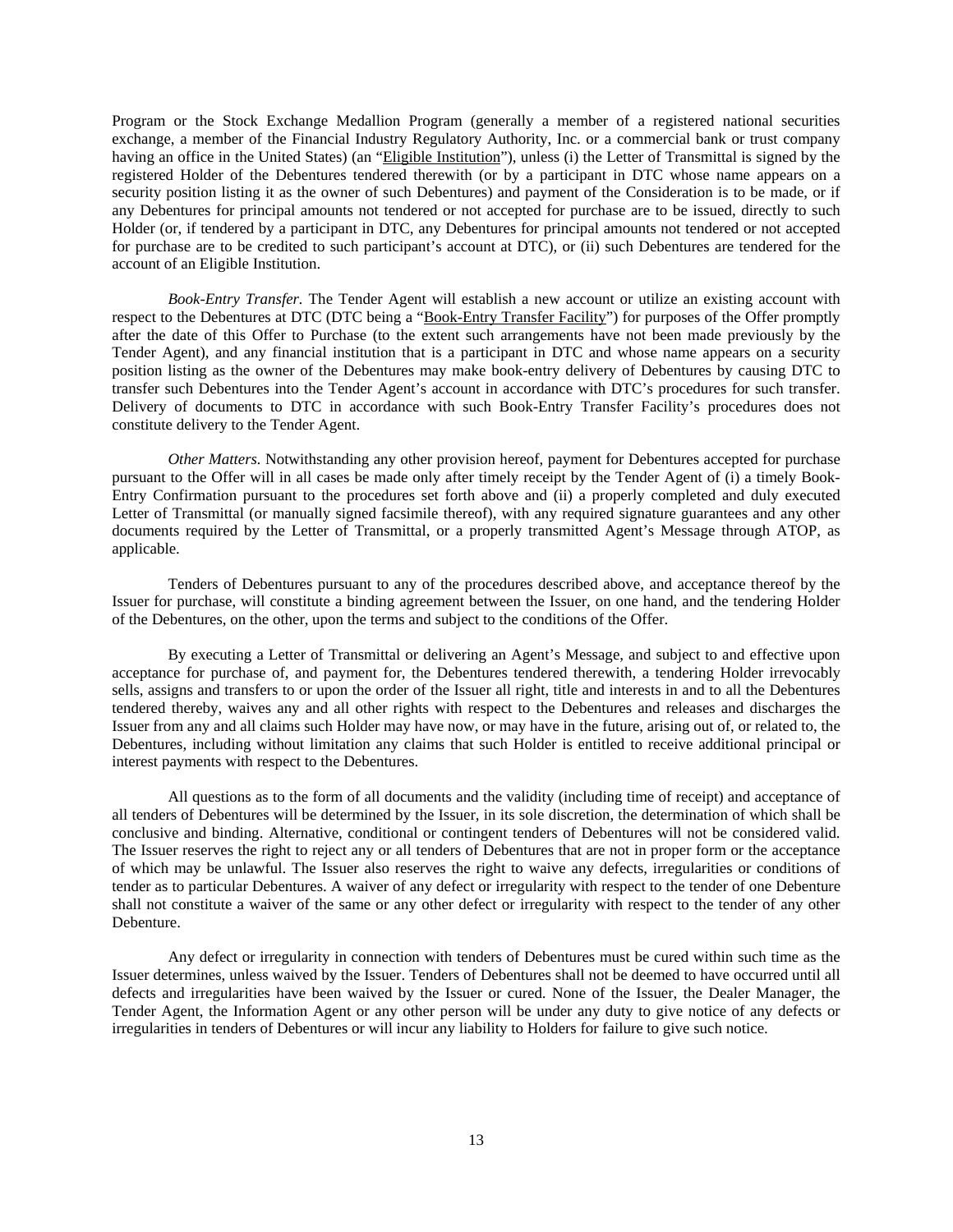Program or the Stock Exchange Medallion Program (generally a member of a registered national securities exchange, a member of the Financial Industry Regulatory Authority, Inc. or a commercial bank or trust company having an office in the United States) (an "Eligible Institution"), unless (i) the Letter of Transmittal is signed by the registered Holder of the Debentures tendered therewith (or by a participant in DTC whose name appears on a security position listing it as the owner of such Debentures) and payment of the Consideration is to be made, or if any Debentures for principal amounts not tendered or not accepted for purchase are to be issued, directly to such Holder (or, if tendered by a participant in DTC, any Debentures for principal amounts not tendered or not accepted for purchase are to be credited to such participant's account at DTC), or (ii) such Debentures are tendered for the account of an Eligible Institution.

*Book-Entry Transfer.* The Tender Agent will establish a new account or utilize an existing account with respect to the Debentures at DTC (DTC being a "Book-Entry Transfer Facility") for purposes of the Offer promptly after the date of this Offer to Purchase (to the extent such arrangements have not been made previously by the Tender Agent), and any financial institution that is a participant in DTC and whose name appears on a security position listing as the owner of the Debentures may make book-entry delivery of Debentures by causing DTC to transfer such Debentures into the Tender Agent's account in accordance with DTC's procedures for such transfer. Delivery of documents to DTC in accordance with such Book-Entry Transfer Facility's procedures does not constitute delivery to the Tender Agent.

*Other Matters.* Notwithstanding any other provision hereof, payment for Debentures accepted for purchase pursuant to the Offer will in all cases be made only after timely receipt by the Tender Agent of (i) a timely Book-Entry Confirmation pursuant to the procedures set forth above and (ii) a properly completed and duly executed Letter of Transmittal (or manually signed facsimile thereof), with any required signature guarantees and any other documents required by the Letter of Transmittal, or a properly transmitted Agent's Message through ATOP, as applicable.

Tenders of Debentures pursuant to any of the procedures described above, and acceptance thereof by the Issuer for purchase, will constitute a binding agreement between the Issuer, on one hand, and the tendering Holder of the Debentures, on the other, upon the terms and subject to the conditions of the Offer.

By executing a Letter of Transmittal or delivering an Agent's Message, and subject to and effective upon acceptance for purchase of, and payment for, the Debentures tendered therewith, a tendering Holder irrevocably sells, assigns and transfers to or upon the order of the Issuer all right, title and interests in and to all the Debentures tendered thereby, waives any and all other rights with respect to the Debentures and releases and discharges the Issuer from any and all claims such Holder may have now, or may have in the future, arising out of, or related to, the Debentures, including without limitation any claims that such Holder is entitled to receive additional principal or interest payments with respect to the Debentures.

All questions as to the form of all documents and the validity (including time of receipt) and acceptance of all tenders of Debentures will be determined by the Issuer, in its sole discretion, the determination of which shall be conclusive and binding. Alternative, conditional or contingent tenders of Debentures will not be considered valid. The Issuer reserves the right to reject any or all tenders of Debentures that are not in proper form or the acceptance of which may be unlawful. The Issuer also reserves the right to waive any defects, irregularities or conditions of tender as to particular Debentures. A waiver of any defect or irregularity with respect to the tender of one Debenture shall not constitute a waiver of the same or any other defect or irregularity with respect to the tender of any other Debenture.

Any defect or irregularity in connection with tenders of Debentures must be cured within such time as the Issuer determines, unless waived by the Issuer. Tenders of Debentures shall not be deemed to have occurred until all defects and irregularities have been waived by the Issuer or cured. None of the Issuer, the Dealer Manager, the Tender Agent, the Information Agent or any other person will be under any duty to give notice of any defects or irregularities in tenders of Debentures or will incur any liability to Holders for failure to give such notice.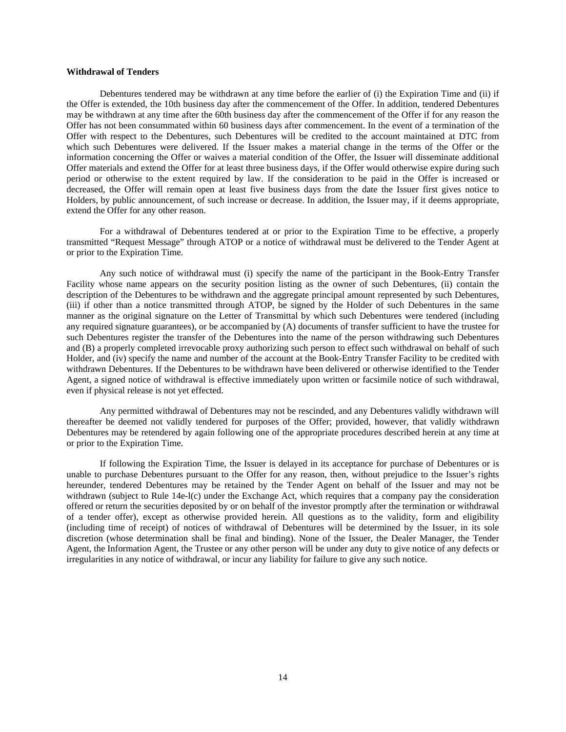**Withdrawal of Tenders**

Debentures tendered may be withdrawn at any time before the earlier of (i) the Expiration Time and (ii) if the Offer is extended, the 10th business day after the commencement of the Offer. In addition, tendered Debentures may be withdrawn at any time after the 60th business day after the commencement of the Offer if for any reason the Offer has not been consummated within 60 business days after commencement. In the event of a termination of the Offer with respect to the Debentures, such Debentures will be credited to the account maintained at DTC from which such Debentures were delivered. If the Issuer makes a material change in the terms of the Offer or the information concerning the Offer or waives a material condition of the Offer, the Issuer will disseminate additional Offer materials and extend the Offer for at least three business days, if the Offer would otherwise expire during such period or otherwise to the extent required by law. If the consideration to be paid in the Offer is increased or decreased, the Offer will remain open at least five business days from the date the Issuer first gives notice to Holders, by public announcement, of such increase or decrease. In addition, the Issuer may, if it deems appropriate, extend the Offer for any other reason.

For a withdrawal of Debentures tendered at or prior to the Expiration Time to be effective, a properly transmitted "Request Message" through ATOP or a notice of withdrawal must be delivered to the Tender Agent at or prior to the Expiration Time.

Any such notice of withdrawal must (i) specify the name of the participant in the Book-Entry Transfer Facility whose name appears on the security position listing as the owner of such Debentures, (ii) contain the description of the Debentures to be withdrawn and the aggregate principal amount represented by such Debentures, (iii) if other than a notice transmitted through ATOP, be signed by the Holder of such Debentures in the same manner as the original signature on the Letter of Transmittal by which such Debentures were tendered (including any required signature guarantees), or be accompanied by (A) documents of transfer sufficient to have the trustee for such Debentures register the transfer of the Debentures into the name of the person withdrawing such Debentures and (B) a properly completed irrevocable proxy authorizing such person to effect such withdrawal on behalf of such Holder, and (iv) specify the name and number of the account at the Book-Entry Transfer Facility to be credited with withdrawn Debentures. If the Debentures to be withdrawn have been delivered or otherwise identified to the Tender Agent, a signed notice of withdrawal is effective immediately upon written or facsimile notice of such withdrawal, even if physical release is not yet effected.

Any permitted withdrawal of Debentures may not be rescinded, and any Debentures validly withdrawn will thereafter be deemed not validly tendered for purposes of the Offer; provided, however, that validly withdrawn Debentures may be retendered by again following one of the appropriate procedures described herein at any time at or prior to the Expiration Time.

If following the Expiration Time, the Issuer is delayed in its acceptance for purchase of Debentures or is unable to purchase Debentures pursuant to the Offer for any reason, then, without prejudice to the Issuer's rights hereunder, tendered Debentures may be retained by the Tender Agent on behalf of the Issuer and may not be withdrawn (subject to Rule 14e-l(c) under the Exchange Act, which requires that a company pay the consideration offered or return the securities deposited by or on behalf of the investor promptly after the termination or withdrawal of a tender offer), except as otherwise provided herein. All questions as to the validity, form and eligibility (including time of receipt) of notices of withdrawal of Debentures will be determined by the Issuer, in its sole discretion (whose determination shall be final and binding). None of the Issuer, the Dealer Manager, the Tender Agent, the Information Agent, the Trustee or any other person will be under any duty to give notice of any defects or irregularities in any notice of withdrawal, or incur any liability for failure to give any such notice.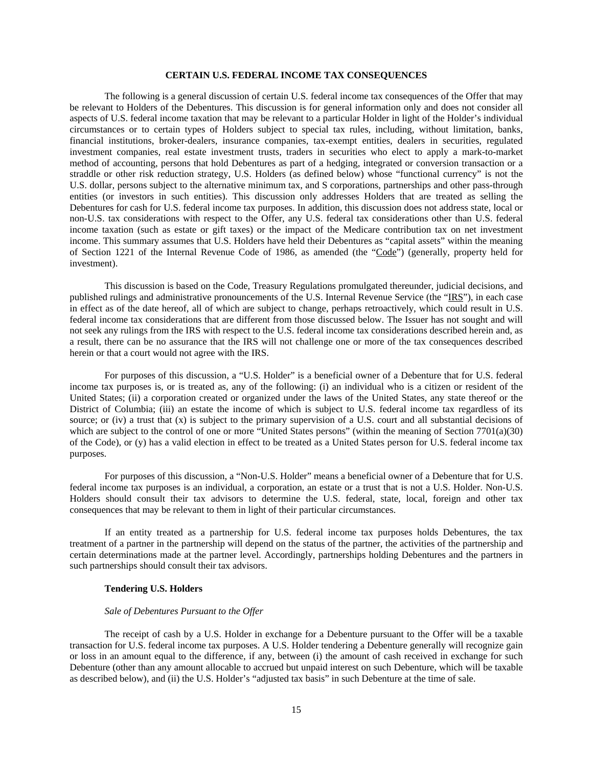## CERTAIN U.S. FEDERAL INCOME TAX CONSEQUENCES

The following is a general discussion of certain U.S. federal income tax consequences of the Offer that may be relevant to Holders of the Debentures. This discussion is for general information only and does not consider all aspects of U.S. federal income taxation that may be relevant to a particular Holder in light of the Holder's individual circumstances or to certain types of Holders subject to special tax rules, including, without limitation, banks, financial institutions, broker-dealers, insurance companies, tax-exempt entities, dealers in securities, regulated investment companies, real estate investment trusts, traders in securities who elect to apply a mark-to-market method of accounting, persons that hold Debentures as part of a hedging, integrated or conversion transaction or a straddle or other risk reduction strategy, U.S. Holders (as defined below) whose "functional currency" is not the U.S. dollar, persons subject to the alternative minimum tax, and S corporations, partnerships and other pass-through entities (or investors in such entities). This discussion only addresses Holders that are treated as selling the Debentures for cash for U.S. federal income tax purposes. In addition, this discussion does not address state, local or non-U.S. tax considerations with respect to the Offer, any U.S. federal tax considerations other than U.S. federal income taxation (such as estate or gift taxes) or the impact of the Medicare contribution tax on net investment income. This summary assumes that U.S. Holders have held their Debentures as "capital assets" within the meaning of Section 1221 of the Internal Revenue Code of 1986, as amended (the "Code") (generally, property held for investment).

This discussion is based on the Code, Treasury Regulations promulgated thereunder, judicial decisions, and published rulings and administrative pronouncements of the U.S. Internal Revenue Service (the "IRS"), in each case in effect as of the date hereof, all of which are subject to change, perhaps retroactively, which could result in U.S. federal income tax considerations that are different from those discussed below. The Issuer has not sought and will not seek any rulings from the IRS with respect to the U.S. federal income tax considerations described herein and, as a result, there can be no assurance that the IRS will not challenge one or more of the tax consequences described herein or that a court would not agree with the IRS.

For purposes of this discussion, a "U.S. Holder" is a beneficial owner of a Debenture that for U.S. federal income tax purposes is, or is treated as, any of the following: (i) an individual who is a citizen or resident of the United States; (ii) a corporation created or organized under the laws of the United States, any state thereof or the District of Columbia; (iii) an estate the income of which is subject to U.S. federal income tax regardless of its source; or (iv) a trust that (x) is subject to the primary supervision of a U.S. court and all substantial decisions of which are subject to the control of one or more "United States persons" (within the meaning of Section 7701(a)(30) of the Code), or (y) has a valid election in effect to be treated as a United States person for U.S. federal income tax purposes.

For purposes of this discussion, a "Non-U.S. Holder" means a beneficial owner of a Debenture that for U.S. federal income tax purposes is an individual, a corporation, an estate or a trust that is not a U.S. Holder. Non-U.S. Holders should consult their tax advisors to determine the U.S. federal, state, local, foreign and other tax consequences that may be relevant to them in light of their particular circumstances.

If an entity treated as a partnership for U.S. federal income tax purposes holds Debentures, the tax treatment of a partner in the partnership will depend on the status of the partner, the activities of the partnership and certain determinations made at the partner level. Accordingly, partnerships holding Debentures and the partners in such partnerships should consult their tax advisors.

### Tendering U.S. Holders

#### *Sale of Debentures Pursuant to the Offer*

The receipt of cash by a U.S. Holder in exchange for a Debenture pursuant to the Offer will be a taxable transaction for U.S. federal income tax purposes. A U.S. Holder tendering a Debenture generally will recognize gain or loss in an amount equal to the difference, if any, between (i) the amount of cash received in exchange for such Debenture (other than any amount allocable to accrued but unpaid interest on such Debenture, which will be taxable as described below), and (ii) the U.S. Holder's "adjusted tax basis" in such Debenture at the time of sale.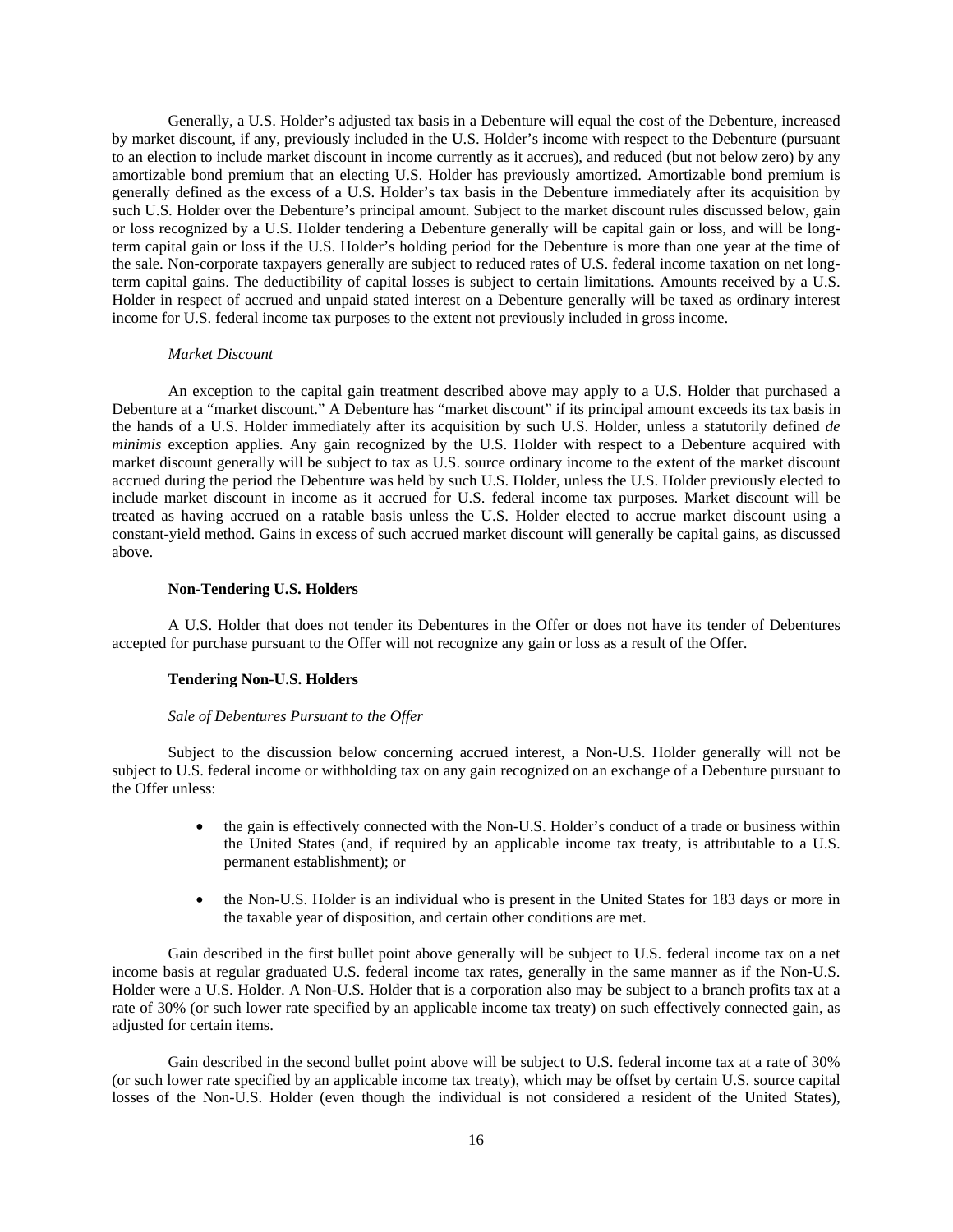Generally, a U.S. Holder's adjusted tax basis in a Debenture will equal the cost of the Debenture, increased by market discount, if any, previously included in the U.S. Holder's income with respect to the Debenture (pursuant to an election to include market discount in income currently as it accrues), and reduced (but not below zero) by any amortizable bond premium that an electing U.S. Holder has previously amortized. Amortizable bond premium is generally defined as the excess of a U.S. Holder's tax basis in the Debenture immediately after its acquisition by such U.S. Holder over the Debenture's principal amount. Subject to the market discount rules discussed below, gain or loss recognized by a U.S. Holder tendering a Debenture generally will be capital gain or loss, and will be long-term capital gain or loss if the U.S. Holder's holding period for the Debenture is more than one year at the time of the sale. Non-corporate taxpayers generally are subject to reduced rates of U.S. federal income taxation on net long-term capital gains. The deductibility of capital losses is subject to certain limitations. Amounts received by a U.S. Holder in respect of accrued and unpaid stated interest on a Debenture generally will be taxed as ordinary interest income for U.S. federal income tax purposes to the extent not previously included in gross income.

*Market Discount*

An exception to the capital gain treatment described above may apply to a U.S. Holder that purchased a Debenture at a "market discount." A Debenture has "market discount" if its principal amount exceeds its tax basis in the hands of a U.S. Holder immediately after its acquisition by such U.S. Holder, unless a statutorily defined *de minimis* exception applies. Any gain recognized by the U.S. Holder with respect to a Debenture acquired with market discount generally will be subject to tax as U.S. source ordinary income to the extent of the market discount accrued during the period the Debenture was held by such U.S. Holder, unless the U.S. Holder previously elected to include market discount in income as it accrued for U.S. federal income tax purposes. Market discount will be treated as having accrued on a ratable basis unless the U.S. Holder elected to accrue market discount using a constant-yield method. Gains in excess of such accrued market discount will generally be capital gains, as discussed above.

**Non-Tendering U.S. Holders**

A U.S. Holder that does not tender its Debentures in the Offer or does not have its tender of Debentures accepted for purchase pursuant to the Offer will not recognize any gain or loss as a result of the Offer.

**Tendering Non-U.S. Holders**

*Sale of Debentures Pursuant to the Offer*

Subject to the discussion below concerning accrued interest, a Non-U.S. Holder generally will not be subject to U.S. federal income or withholding tax on any gain recognized on an exchange of a Debenture pursuant to the Offer unless:

- the gain is effectively connected with the Non-U.S. Holder's conduct of a trade or business within the United States (and, if required by an applicable income tax treaty, is attributable to a U.S. permanent establishment); or
- the Non-U.S. Holder is an individual who is present in the United States for 183 days or more in the taxable year of disposition, and certain other conditions are met.

Gain described in the first bullet point above generally will be subject to U.S. federal income tax on a net income basis at regular graduated U.S. federal income tax rates, generally in the same manner as if the Non-U.S. Holder were a U.S. Holder. A Non-U.S. Holder that is a corporation also may be subject to a branch profits tax at a rate of 30% (or such lower rate specified by an applicable income tax treaty) on such effectively connected gain, as adjusted for certain items.

Gain described in the second bullet point above will be subject to U.S. federal income tax at a rate of 30% (or such lower rate specified by an applicable income tax treaty), which may be offset by certain U.S. source capital losses of the Non-U.S. Holder (even though the individual is not considered a resident of the United States),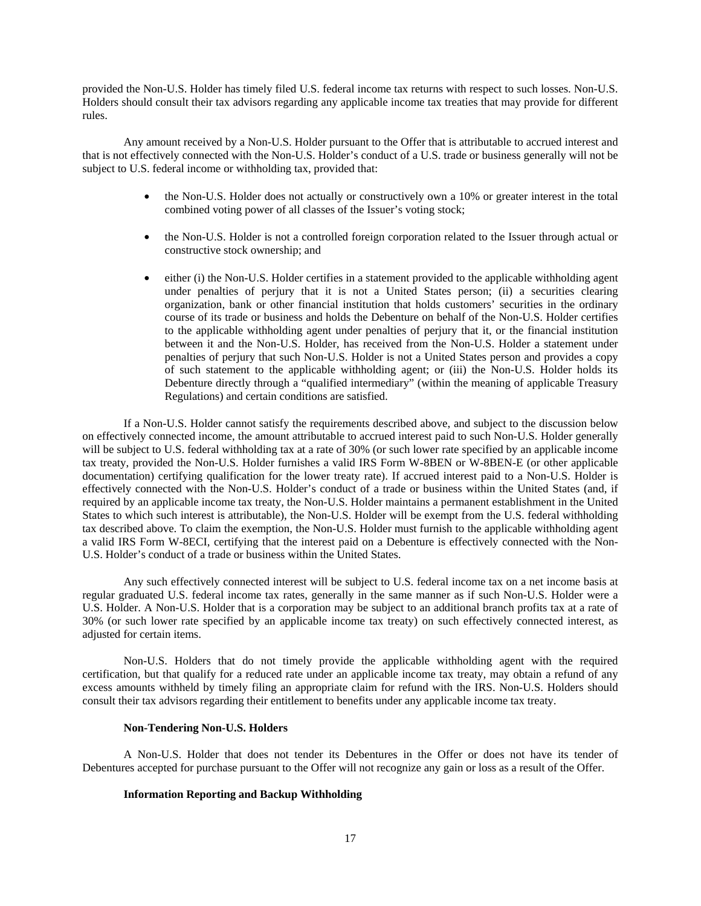provided the Non-U.S. Holder has timely filed U.S. federal income tax returns with respect to such losses. Non-U.S. Holders should consult their tax advisors regarding any applicable income tax treaties that may provide for different rules.

Any amount received by a Non-U.S. Holder pursuant to the Offer that is attributable to accrued interest and that is not effectively connected with the Non-U.S. Holder's conduct of a U.S. trade or business generally will not be subject to U.S. federal income or withholding tax, provided that:

- the Non-U.S. Holder does not actually or constructively own a 10% or greater interest in the total combined voting power of all classes of the Issuer's voting stock;
- the Non-U.S. Holder is not a controlled foreign corporation related to the Issuer through actual or constructive stock ownership; and
- either (i) the Non-U.S. Holder certifies in a statement provided to the applicable withholding agent under penalties of perjury that it is not a United States person; (ii) a securities clearing organization, bank or other financial institution that holds customers' securities in the ordinary course of its trade or business and holds the Debenture on behalf of the Non-U.S. Holder certifies to the applicable withholding agent under penalties of perjury that it, or the financial institution between it and the Non-U.S. Holder, has received from the Non-U.S. Holder a statement under penalties of perjury that such Non-U.S. Holder is not a United States person and provides a copy of such statement to the applicable withholding agent; or (iii) the Non-U.S. Holder holds its Debenture directly through a "qualified intermediary" (within the meaning of applicable Treasury Regulations) and certain conditions are satisfied.

If a Non-U.S. Holder cannot satisfy the requirements described above, and subject to the discussion below on effectively connected income, the amount attributable to accrued interest paid to such Non-U.S. Holder generally will be subject to U.S. federal withholding tax at a rate of 30% (or such lower rate specified by an applicable income tax treaty, provided the Non-U.S. Holder furnishes a valid IRS Form W-8BEN or W-8BEN-E (or other applicable documentation) certifying qualification for the lower treaty rate). If accrued interest paid to a Non-U.S. Holder is effectively connected with the Non-U.S. Holder's conduct of a trade or business within the United States (and, if required by an applicable income tax treaty, the Non-U.S. Holder maintains a permanent establishment in the United States to which such interest is attributable), the Non-U.S. Holder will be exempt from the U.S. federal withholding tax described above. To claim the exemption, the Non-U.S. Holder must furnish to the applicable withholding agent a valid IRS Form W-8ECI, certifying that the interest paid on a Debenture is effectively connected with the Non-U.S. Holder's conduct of a trade or business within the United States.

Any such effectively connected interest will be subject to U.S. federal income tax on a net income basis at regular graduated U.S. federal income tax rates, generally in the same manner as if such Non-U.S. Holder were a U.S. Holder. A Non-U.S. Holder that is a corporation may be subject to an additional branch profits tax at a rate of 30% (or such lower rate specified by an applicable income tax treaty) on such effectively connected interest, as adjusted for certain items.

Non-U.S. Holders that do not timely provide the applicable withholding agent with the required certification, but that qualify for a reduced rate under an applicable income tax treaty, may obtain a refund of any excess amounts withheld by timely filing an appropriate claim for refund with the IRS. Non-U.S. Holders should consult their tax advisors regarding their entitlement to benefits under any applicable income tax treaty.

**Non-Tendering Non-U.S. Holders**

A Non-U.S. Holder that does not tender its Debentures in the Offer or does not have its tender of Debentures accepted for purchase pursuant to the Offer will not recognize any gain or loss as a result of the Offer.

**Information Reporting and Backup Withholding**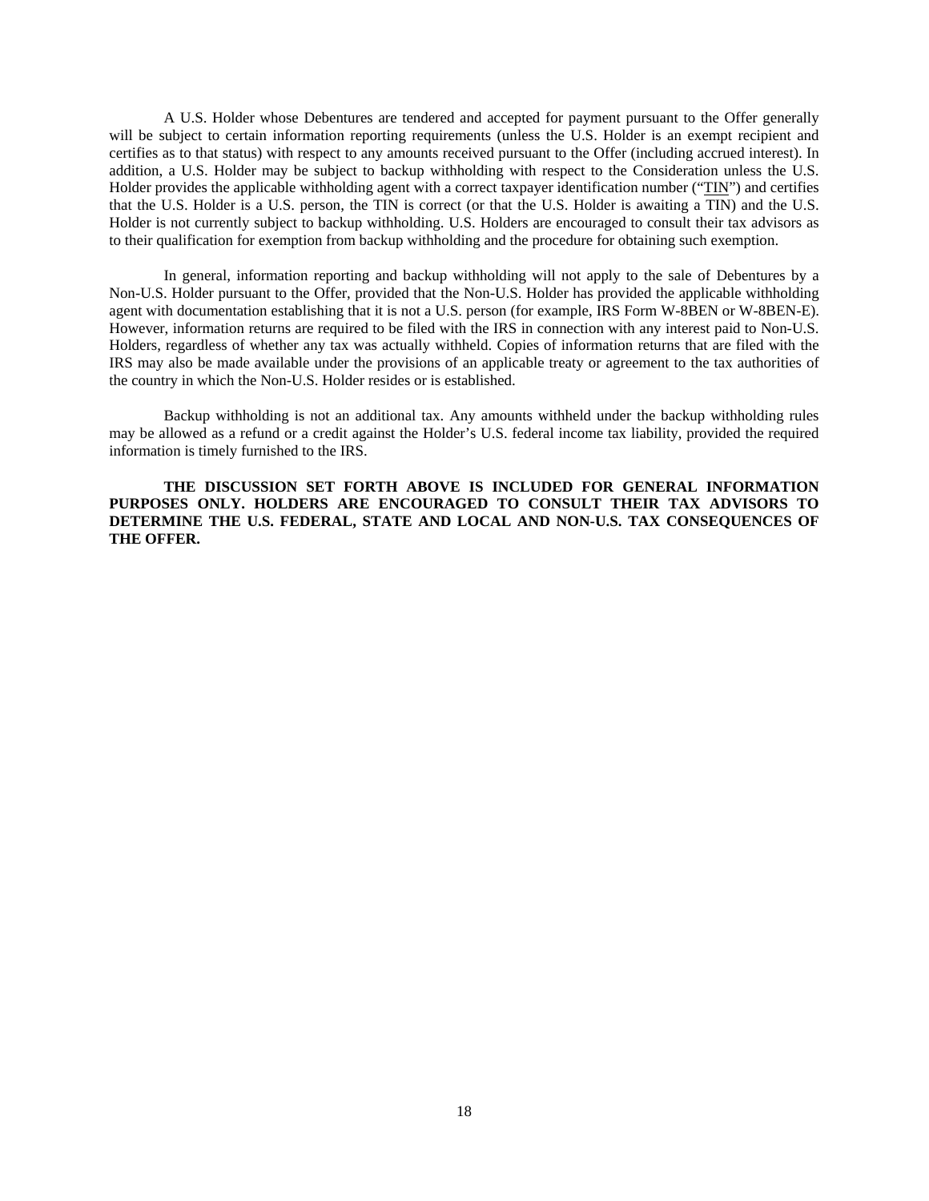A U.S. Holder whose Debentures are tendered and accepted for payment pursuant to the Offer generally will be subject to certain information reporting requirements (unless the U.S. Holder is an exempt recipient and certifies as to that status) with respect to any amounts received pursuant to the Offer (including accrued interest). In addition, a U.S. Holder may be subject to backup withholding with respect to the Consideration unless the U.S. Holder provides the applicable withholding agent with a correct taxpayer identification number ("TIN") and certifies that the U.S. Holder is a U.S. person, the TIN is correct (or that the U.S. Holder is awaiting a TIN) and the U.S. Holder is not currently subject to backup withholding. U.S. Holders are encouraged to consult their tax advisors as to their qualification for exemption from backup withholding and the procedure for obtaining such exemption.

In general, information reporting and backup withholding will not apply to the sale of Debentures by a Non-U.S. Holder pursuant to the Offer, provided that the Non-U.S. Holder has provided the applicable withholding agent with documentation establishing that it is not a U.S. person (for example, IRS Form W-8BEN or W-8BEN-E). However, information returns are required to be filed with the IRS in connection with any interest paid to Non-U.S. Holders, regardless of whether any tax was actually withheld. Copies of information returns that are filed with the IRS may also be made available under the provisions of an applicable treaty or agreement to the tax authorities of the country in which the Non-U.S. Holder resides or is established.

Backup withholding is not an additional tax. Any amounts withheld under the backup withholding rules may be allowed as a refund or a credit against the Holder's U.S. federal income tax liability, provided the required information is timely furnished to the IRS.

**THE DISCUSSION SET FORTH ABOVE IS INCLUDED FOR GENERAL INFORMATION PURPOSES ONLY. HOLDERS ARE ENCOURAGED TO CONSULT THEIR TAX ADVISORS TO DETERMINE THE U.S. FEDERAL, STATE AND LOCAL AND NON-U.S. TAX CONSEQUENCES OF THE OFFER.**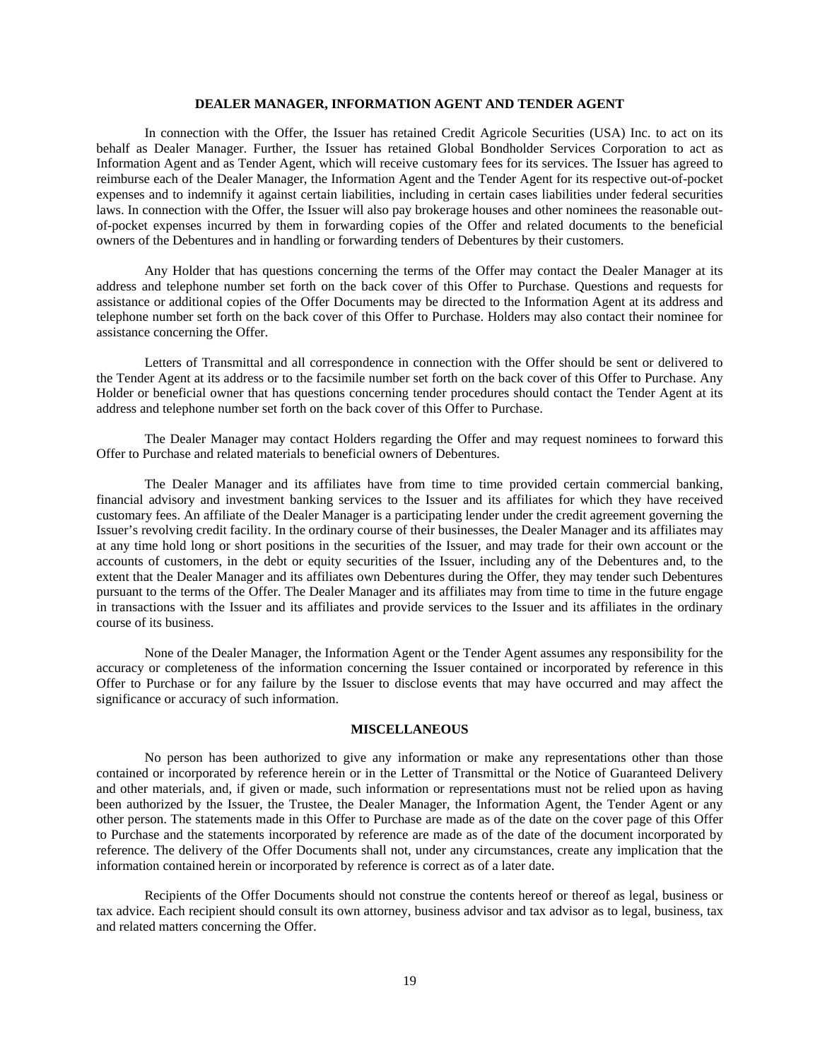## DEALER MANAGER, INFORMATION AGENT AND TENDER AGENT

In connection with the Offer, the Issuer has retained Credit Agricole Securities (USA) Inc. to act on its behalf as Dealer Manager. Further, the Issuer has retained Global Bondholder Services Corporation to act as Information Agent and as Tender Agent, which will receive customary fees for its services. The Issuer has agreed to reimburse each of the Dealer Manager, the Information Agent and the Tender Agent for its respective out-of-pocket expenses and to indemnify it against certain liabilities, including in certain cases liabilities under federal securities laws. In connection with the Offer, the Issuer will also pay brokerage houses and other nominees the reasonable out-of-pocket expenses incurred by them in forwarding copies of the Offer and related documents to the beneficial owners of the Debentures and in handling or forwarding tenders of Debentures by their customers.

Any Holder that has questions concerning the terms of the Offer may contact the Dealer Manager at its address and telephone number set forth on the back cover of this Offer to Purchase. Questions and requests for assistance or additional copies of the Offer Documents may be directed to the Information Agent at its address and telephone number set forth on the back cover of this Offer to Purchase. Holders may also contact their nominee for assistance concerning the Offer.

Letters of Transmittal and all correspondence in connection with the Offer should be sent or delivered to the Tender Agent at its address or to the facsimile number set forth on the back cover of this Offer to Purchase. Any Holder or beneficial owner that has questions concerning tender procedures should contact the Tender Agent at its address and telephone number set forth on the back cover of this Offer to Purchase.

The Dealer Manager may contact Holders regarding the Offer and may request nominees to forward this Offer to Purchase and related materials to beneficial owners of Debentures.

The Dealer Manager and its affiliates have from time to time provided certain commercial banking, financial advisory and investment banking services to the Issuer and its affiliates for which they have received customary fees. An affiliate of the Dealer Manager is a participating lender under the credit agreement governing the Issuer's revolving credit facility. In the ordinary course of their businesses, the Dealer Manager and its affiliates may at any time hold long or short positions in the securities of the Issuer, and may trade for their own account or the accounts of customers, in the debt or equity securities of the Issuer, including any of the Debentures and, to the extent that the Dealer Manager and its affiliates own Debentures during the Offer, they may tender such Debentures pursuant to the terms of the Offer. The Dealer Manager and its affiliates may from time to time in the future engage in transactions with the Issuer and its affiliates and provide services to the Issuer and its affiliates in the ordinary course of its business.

None of the Dealer Manager, the Information Agent or the Tender Agent assumes any responsibility for the accuracy or completeness of the information concerning the Issuer contained or incorporated by reference in this Offer to Purchase or for any failure by the Issuer to disclose events that may have occurred and may affect the significance or accuracy of such information.

## MISCELLANEOUS

No person has been authorized to give any information or make any representations other than those contained or incorporated by reference herein or in the Letter of Transmittal or the Notice of Guaranteed Delivery and other materials, and, if given or made, such information or representations must not be relied upon as having been authorized by the Issuer, the Trustee, the Dealer Manager, the Information Agent, the Tender Agent or any other person. The statements made in this Offer to Purchase are made as of the date on the cover page of this Offer to Purchase and the statements incorporated by reference are made as of the date of the document incorporated by reference. The delivery of the Offer Documents shall not, under any circumstances, create any implication that the information contained herein or incorporated by reference is correct as of a later date.

Recipients of the Offer Documents should not construe the contents hereof or thereof as legal, business or tax advice. Each recipient should consult its own attorney, business advisor and tax advisor as to legal, business, tax and related matters concerning the Offer.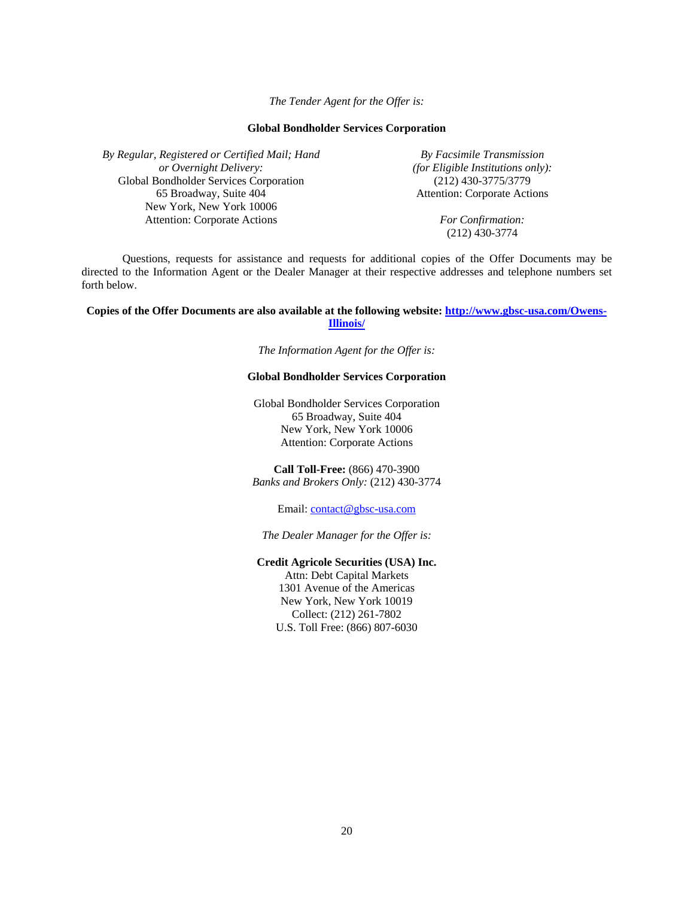*The Tender Agent for the Offer is:*

**Global Bondholder Services Corporation**

*By Regular, Registered or Certified Mail; Hand or Overnight Delivery:*
Global Bondholder Services Corporation
65 Broadway, Suite 404
New York, New York 10006
Attention: Corporate Actions

*By Facsimile Transmission (for Eligible Institutions only):*
(212) 430-3775/3779
Attention: Corporate Actions

*For Confirmation:*
(212) 430-3774

Questions, requests for assistance and requests for additional copies of the Offer Documents may be directed to the Information Agent or the Dealer Manager at their respective addresses and telephone numbers set forth below.

**Copies of the Offer Documents are also available at the following website: [http://www.gbsc-usa.com/Owens-Illinois/](http://www.gbsc-usa.com/Owens-Illinois/)**

*The Information Agent for the Offer is:*

**Global Bondholder Services Corporation**

Global Bondholder Services Corporation
65 Broadway, Suite 404
New York, New York 10006
Attention: Corporate Actions

**Call Toll-Free:** (866) 470-3900
*Banks and Brokers Only:* (212) 430-3774

Email: [contact@gbsc-usa.com](mailto:contact@gbsc-usa.com)

*The Dealer Manager for the Offer is:*

**Credit Agricole Securities (USA) Inc.**
Attn: Debt Capital Markets
1301 Avenue of the Americas
New York, New York 10019
Collect: (212) 261-7802
U.S. Toll Free: (866) 807-6030